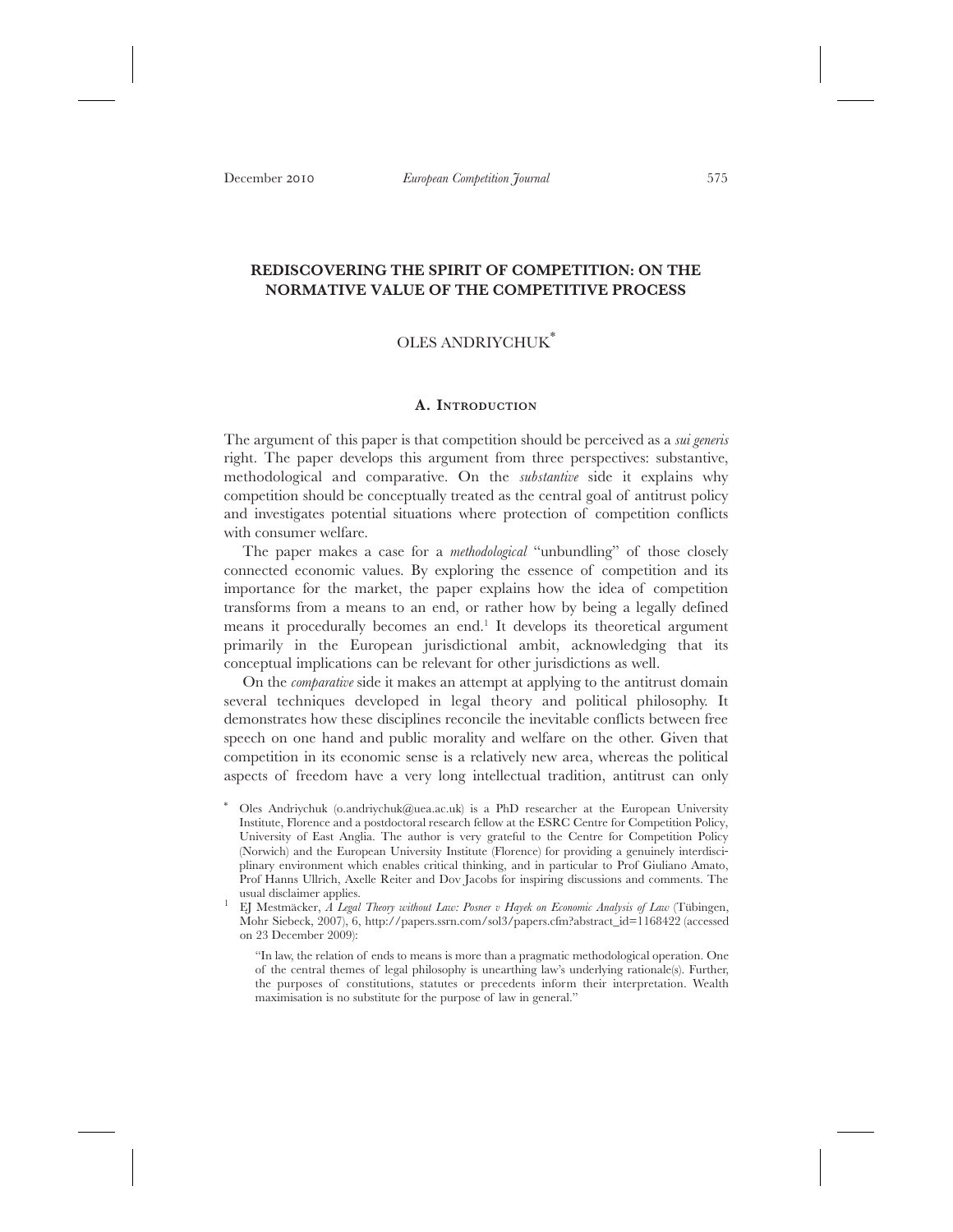# REDISCOVERING THE SPIRIT OF COMPETITION: ON THE NORMATIVE VALUE OF THE COMPETITIVE PROCESS

OLES ANDRIYCHUK*

## A. Introduction

The argument of this paper is that competition should be perceived as a *sui generis* right. The paper develops this argument from three perspectives: substantive, methodological and comparative. On the *substantive* side it explains why competition should be conceptually treated as the central goal of antitrust policy and investigates potential situations where protection of competition conflicts with consumer welfare.

The paper makes a case for a *methodological* "unbundling" of those closely connected economic values. By exploring the essence of competition and its importance for the market, the paper explains how the idea of competition transforms from a means to an end, or rather how by being a legally defined means it procedurally becomes an end.[1] It develops its theoretical argument primarily in the European jurisdictional ambit, acknowledging that its conceptual implications can be relevant for other jurisdictions as well.

On the *comparative* side it makes an attempt at applying to the antitrust domain several techniques developed in legal theory and political philosophy. It demonstrates how these disciplines reconcile the inevitable conflicts between free speech on one hand and public morality and welfare on the other. Given that competition in its economic sense is a relatively new area, whereas the political aspects of freedom have a very long intellectual tradition, antitrust can only

---

\* Oles Andriychuk (o.andriychuk@uea.ac.uk) is a PhD researcher at the European University Institute, Florence and a postdoctoral research fellow at the ESRC Centre for Competition Policy, University of East Anglia. The author is very grateful to the Centre for Competition Policy (Norwich) and the European University Institute (Florence) for providing a genuinely interdisciplinary environment which enables critical thinking, and in particular to Prof Giuliano Amato, Prof Hanns Ullrich, Axelle Reiter and Dov Jacobs for inspiring discussions and comments. The usual disclaimer applies.

[1] EJ Mestmäcker, *A Legal Theory without Law: Posner v Hayek on Economic Analysis of Law* (Tübingen, Mohr Siebeck, 2007), 6, http://papers.ssrn.com/sol3/papers.cfm?abstract_id=1168422 (accessed on 23 December 2009):

> "In law, the relation of ends to means is more than a pragmatic methodological operation. One of the central themes of legal philosophy is unearthing law's underlying rationale(s). Further, the purposes of constitutions, statutes or precedents inform their interpretation. Wealth maximisation is no substitute for the purpose of law in general."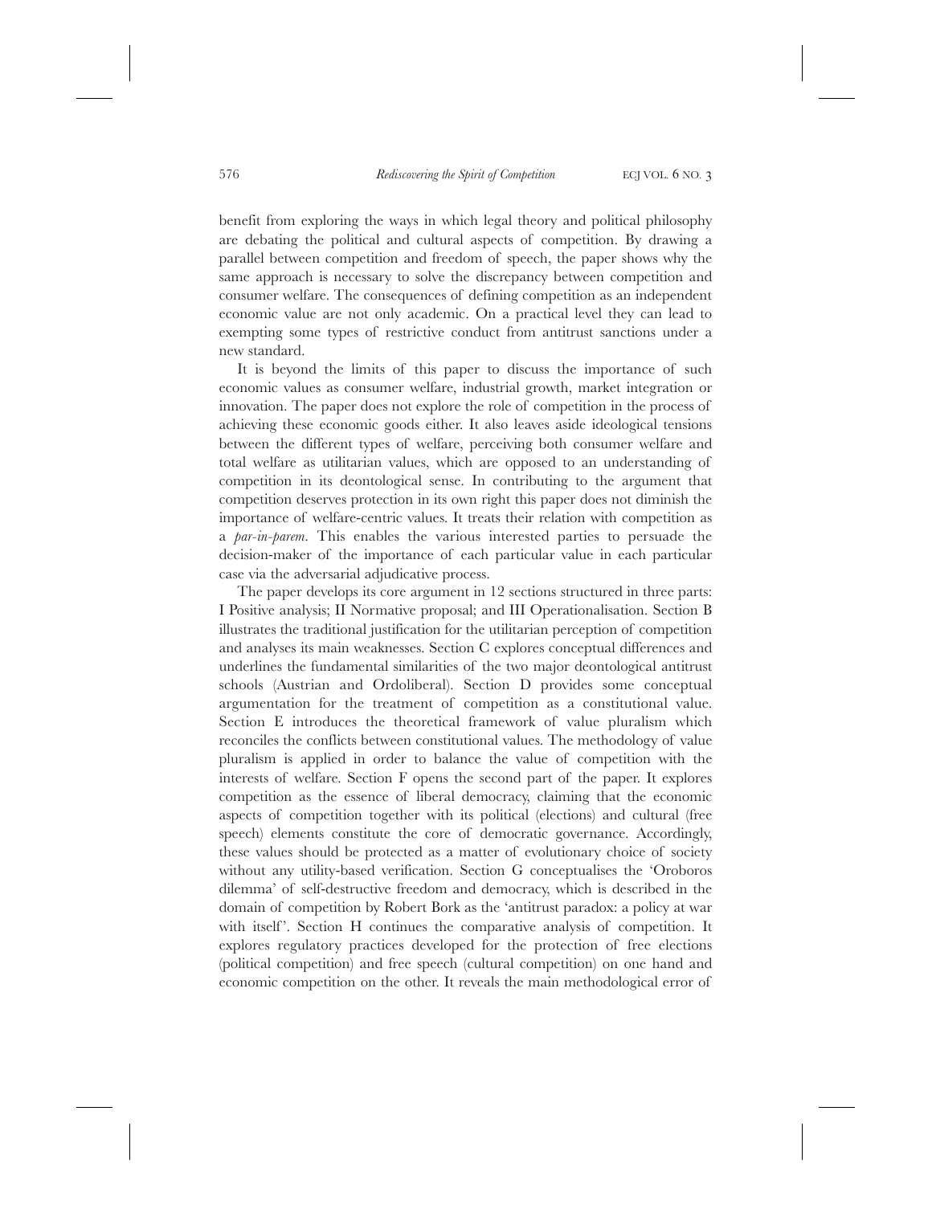benefit from exploring the ways in which legal theory and political philosophy are debating the political and cultural aspects of competition. By drawing a parallel between competition and freedom of speech, the paper shows why the same approach is necessary to solve the discrepancy between competition and consumer welfare. The consequences of defining competition as an independent economic value are not only academic. On a practical level they can lead to exempting some types of restrictive conduct from antitrust sanctions under a new standard.

It is beyond the limits of this paper to discuss the importance of such economic values as consumer welfare, industrial growth, market integration or innovation. The paper does not explore the role of competition in the process of achieving these economic goods either. It also leaves aside ideological tensions between the different types of welfare, perceiving both consumer welfare and total welfare as utilitarian values, which are opposed to an understanding of competition in its deontological sense. In contributing to the argument that competition deserves protection in its own right this paper does not diminish the importance of welfare-centric values. It treats their relation with competition as a *par-in-parem*. This enables the various interested parties to persuade the decision-maker of the importance of each particular value in each particular case via the adversarial adjudicative process.

The paper develops its core argument in 12 sections structured in three parts: I Positive analysis; II Normative proposal; and III Operationalisation. Section B illustrates the traditional justification for the utilitarian perception of competition and analyses its main weaknesses. Section C explores conceptual differences and underlines the fundamental similarities of the two major deontological antitrust schools (Austrian and Ordoliberal). Section D provides some conceptual argumentation for the treatment of competition as a constitutional value. Section E introduces the theoretical framework of value pluralism which reconciles the conflicts between constitutional values. The methodology of value pluralism is applied in order to balance the value of competition with the interests of welfare. Section F opens the second part of the paper. It explores competition as the essence of liberal democracy, claiming that the economic aspects of competition together with its political (elections) and cultural (free speech) elements constitute the core of democratic governance. Accordingly, these values should be protected as a matter of evolutionary choice of society without any utility-based verification. Section G conceptualises the 'Oroboros dilemma' of self-destructive freedom and democracy, which is described in the domain of competition by Robert Bork as the 'antitrust paradox: a policy at war with itself'. Section H continues the comparative analysis of competition. It explores regulatory practices developed for the protection of free elections (political competition) and free speech (cultural competition) on one hand and economic competition on the other. It reveals the main methodological error of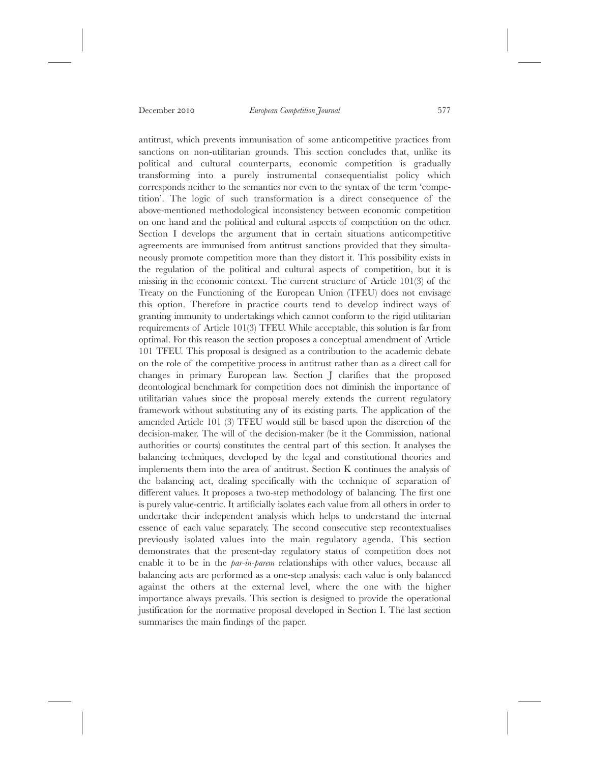antitrust, which prevents immunisation of some anticompetitive practices from sanctions on non-utilitarian grounds. This section concludes that, unlike its political and cultural counterparts, economic competition is gradually transforming into a purely instrumental consequentialist policy which corresponds neither to the semantics nor even to the syntax of the term 'competition'. The logic of such transformation is a direct consequence of the above-mentioned methodological inconsistency between economic competition on one hand and the political and cultural aspects of competition on the other. Section I develops the argument that in certain situations anticompetitive agreements are immunised from antitrust sanctions provided that they simultaneously promote competition more than they distort it. This possibility exists in the regulation of the political and cultural aspects of competition, but it is missing in the economic context. The current structure of Article 101(3) of the Treaty on the Functioning of the European Union (TFEU) does not envisage this option. Therefore in practice courts tend to develop indirect ways of granting immunity to undertakings which cannot conform to the rigid utilitarian requirements of Article 101(3) TFEU. While acceptable, this solution is far from optimal. For this reason the section proposes a conceptual amendment of Article 101 TFEU. This proposal is designed as a contribution to the academic debate on the role of the competitive process in antitrust rather than as a direct call for changes in primary European law. Section J clarifies that the proposed deontological benchmark for competition does not diminish the importance of utilitarian values since the proposal merely extends the current regulatory framework without substituting any of its existing parts. The application of the amended Article 101 (3) TFEU would still be based upon the discretion of the decision-maker. The will of the decision-maker (be it the Commission, national authorities or courts) constitutes the central part of this section. It analyses the balancing techniques, developed by the legal and constitutional theories and implements them into the area of antitrust. Section K continues the analysis of the balancing act, dealing specifically with the technique of separation of different values. It proposes a two-step methodology of balancing. The first one is purely value-centric. It artificially isolates each value from all others in order to undertake their independent analysis which helps to understand the internal essence of each value separately. The second consecutive step recontextualises previously isolated values into the main regulatory agenda. This section demonstrates that the present-day regulatory status of competition does not enable it to be in the *par-in-parem* relationships with other values, because all balancing acts are performed as a one-step analysis: each value is only balanced against the others at the external level, where the one with the higher importance always prevails. This section is designed to provide the operational justification for the normative proposal developed in Section I. The last section summarises the main findings of the paper.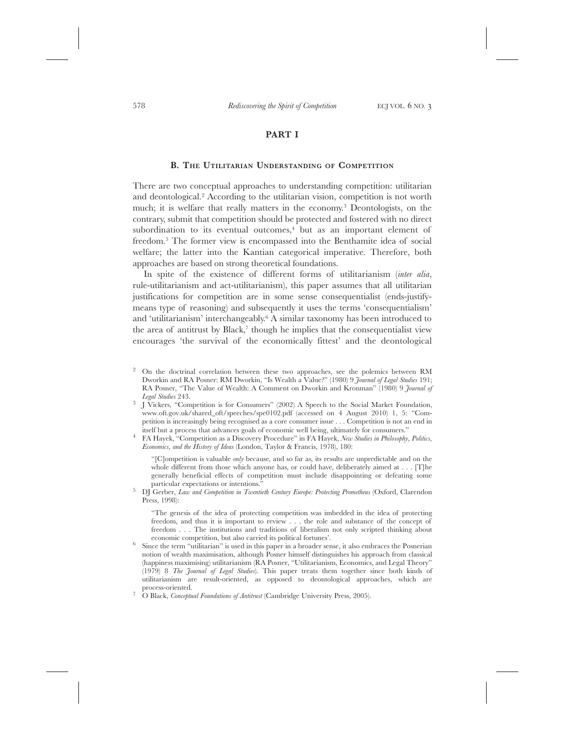## PART I

### B. The Utilitarian Understanding of Competition

There are two conceptual approaches to understanding competition: utilitarian and deontological.[2] According to the utilitarian vision, competition is not worth much; it is welfare that really matters in the economy.[3] Deontologists, on the contrary, submit that competition should be protected and fostered with no direct subordination to its eventual outcomes,[4] but as an important element of freedom.[5] The former view is encompassed into the Benthamite idea of social welfare; the latter into the Kantian categorical imperative. Therefore, both approaches are based on strong theoretical foundations.

In spite of the existence of different forms of utilitarianism (*inter alia*, rule-utilitarianism and act-utilitarianism), this paper assumes that all utilitarian justifications for competition are in some sense consequentialist (ends-justify-means type of reasoning) and subsequently it uses the terms 'consequentialism' and 'utilitarianism' interchangeably.[6] A similar taxonomy has been introduced to the area of antitrust by Black,[7] though he implies that the consequentialist view encourages 'the survival of the economically fittest' and the deontological

---

[2] On the doctrinal correlation between these two approaches, see the polemics between RM Dworkin and RA Posner: RM Dworkin, "Is Wealth a Value?" (1980) 9 *Journal of Legal Studies* 191; RA Posner, "The Value of Wealth: A Comment on Dworkin and Kronman" (1980) 9 *Journal of Legal Studies* 243.

[3] J Vickers, "Competition is for Consumers" (2002) A Speech to the Social Market Foundation, www.oft.gov.uk/shared_oft/speeches/spe0102.pdf (accessed on 4 August 2010) 1, 5: "Competition is increasingly being recognised as a core consumer issue . . . Competition is not an end in itself but a process that advances goals of economic well being, ultimately for consumers."

[4] FA Hayek, "Competition as a Discovery Procedure" in FA Hayek, *New Studies in Philosophy, Politics, Economics, and the History of Ideas* (London, Taylor & Francis, 1978), 180:

> "[C]ompetition is valuable *only* because, and so far as, its results are unpredictable and on the whole different from those which anyone has, or could have, deliberately aimed at . . . [T]he generally beneficial effects of competition must include disappointing or defeating some particular expectations or intentions."

[5] DJ Gerber, *Law and Competition in Twentieth Century Europe: Protecting Prometheus* (Oxford, Clarendon Press, 1998):

> "The genesis of the idea of protecting competition was imbedded in the idea of protecting freedom, and thus it is important to review . . . the role and substance of the concept of freedom . . . The institutions and traditions of liberalism not only scripted thinking about economic competition, but also carried its political fortunes'.

[6] Since the term "utilitarian" is used in this paper in a broader sense, it also embraces the Posnerian notion of wealth maximisation, although Posner himself distinguishes his approach from classical (happiness maximising) utilitarianism (RA Posner, "Utilitarianism, Economics, and Legal Theory" (1979) 8 *The Journal of Legal Studies*). This paper treats them together since both kinds of utilitarianism are result-oriented, as opposed to deontological approaches, which are process-oriented.

[7] O Black, *Conceptual Foundations of Antitrust* (Cambridge University Press, 2005).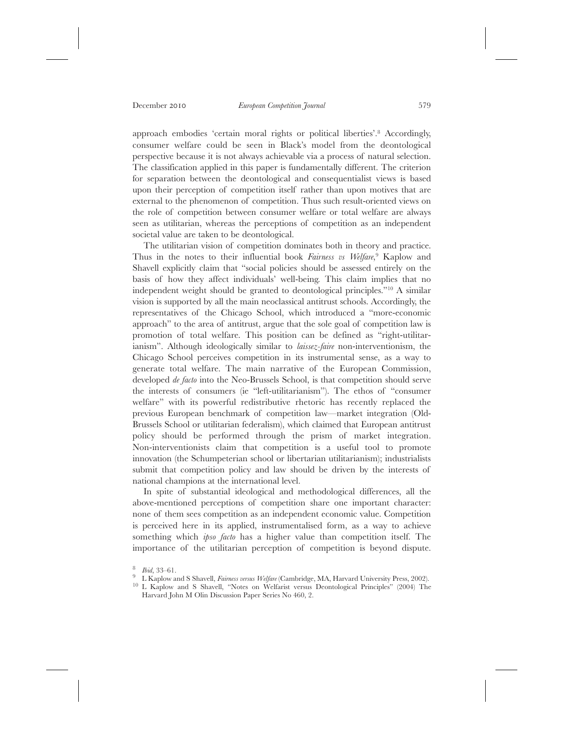approach embodies 'certain moral rights or political liberties'.[8] Accordingly, consumer welfare could be seen in Black's model from the deontological perspective because it is not always achievable via a process of natural selection. The classification applied in this paper is fundamentally different. The criterion for separation between the deontological and consequentialist views is based upon their perception of competition itself rather than upon motives that are external to the phenomenon of competition. Thus such result-oriented views on the role of competition between consumer welfare or total welfare are always seen as utilitarian, whereas the perceptions of competition as an independent societal value are taken to be deontological.

The utilitarian vision of competition dominates both in theory and practice. Thus in the notes to their influential book *Fairness vs Welfare*,[9] Kaplow and Shavell explicitly claim that "social policies should be assessed entirely on the basis of how they affect individuals' well-being. This claim implies that no independent weight should be granted to deontological principles."[10] A similar vision is supported by all the main neoclassical antitrust schools. Accordingly, the representatives of the Chicago School, which introduced a "more-economic approach" to the area of antitrust, argue that the sole goal of competition law is promotion of total welfare. This position can be defined as "right-utilitarianism". Although ideologically similar to *laissez-faire* non-interventionism, the Chicago School perceives competition in its instrumental sense, as a way to generate total welfare. The main narrative of the European Commission, developed *de facto* into the Neo-Brussels School, is that competition should serve the interests of consumers (ie "left-utilitarianism"). The ethos of "consumer welfare" with its powerful redistributive rhetoric has recently replaced the previous European benchmark of competition law—market integration (Old-Brussels School or utilitarian federalism), which claimed that European antitrust policy should be performed through the prism of market integration. Non-interventionists claim that competition is a useful tool to promote innovation (the Schumpeterian school or libertarian utilitarianism); industrialists submit that competition policy and law should be driven by the interests of national champions at the international level.

In spite of substantial ideological and methodological differences, all the above-mentioned perceptions of competition share one important character: none of them sees competition as an independent economic value. Competition is perceived here in its applied, instrumentalised form, as a way to achieve something which *ipso facto* has a higher value than competition itself. The importance of the utilitarian perception of competition is beyond dispute.

---

[8] *Ibid*, 33–61.

[9] L Kaplow and S Shavell, *Fairness versus Welfare* (Cambridge, MA, Harvard University Press, 2002).

[10] L Kaplow and S Shavell, "Notes on Welfarist versus Deontological Principles" (2004) The Harvard John M Olin Discussion Paper Series No 460, 2.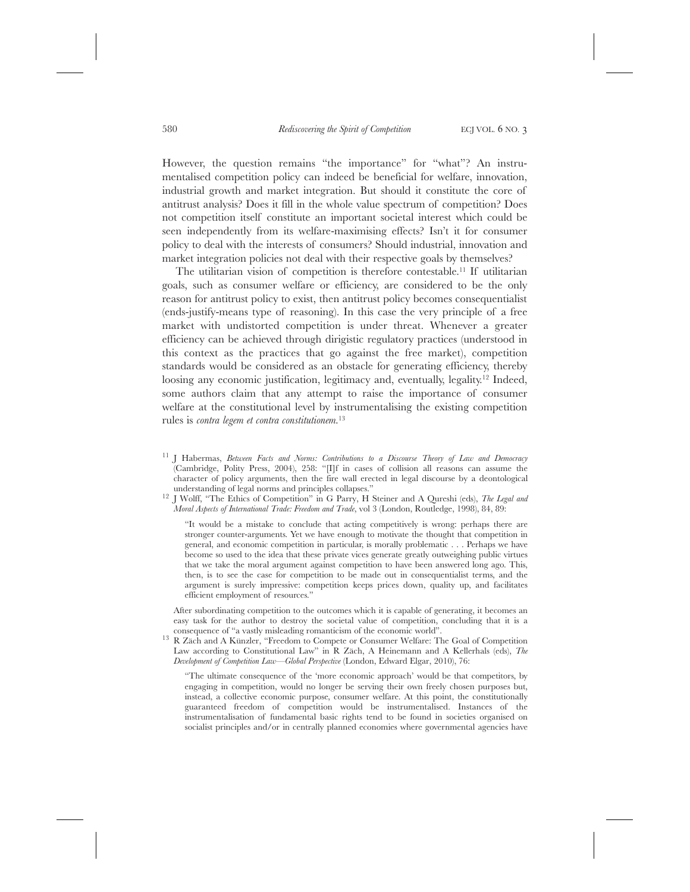However, the question remains "the importance" for "what"? An instrumentalised competition policy can indeed be beneficial for welfare, innovation, industrial growth and market integration. But should it constitute the core of antitrust analysis? Does it fill in the whole value spectrum of competition? Does not competition itself constitute an important societal interest which could be seen independently from its welfare-maximising effects? Isn't it for consumer policy to deal with the interests of consumers? Should industrial, innovation and market integration policies not deal with their respective goals by themselves?

The utilitarian vision of competition is therefore contestable.[11] If utilitarian goals, such as consumer welfare or efficiency, are considered to be the only reason for antitrust policy to exist, then antitrust policy becomes consequentialist (ends-justify-means type of reasoning). In this case the very principle of a free market with undistorted competition is under threat. Whenever a greater efficiency can be achieved through dirigistic regulatory practices (understood in this context as the practices that go against the free market), competition standards would be considered as an obstacle for generating efficiency, thereby loosing any economic justification, legitimacy and, eventually, legality.[12] Indeed, some authors claim that any attempt to raise the importance of consumer welfare at the constitutional level by instrumentalising the existing competition rules is *contra legem et contra constitutionem*.[13]

---

[11] J Habermas, *Between Facts and Norms: Contributions to a Discourse Theory of Law and Democracy* (Cambridge, Polity Press, 2004), 258: "[I]f in cases of collision all reasons can assume the character of policy arguments, then the fire wall erected in legal discourse by a deontological understanding of legal norms and principles collapses."

[12] J Wolff, "The Ethics of Competition" in G Parry, H Steiner and A Qureshi (eds), *The Legal and Moral Aspects of International Trade: Freedom and Trade*, vol 3 (London, Routledge, 1998), 84, 89:

> "It would be a mistake to conclude that acting competitively is wrong: perhaps there are stronger counter-arguments. Yet we have enough to motivate the thought that competition in general, and economic competition in particular, is morally problematic . . . Perhaps we have become so used to the idea that these private vices generate greatly outweighing public virtues that we take the moral argument against competition to have been answered long ago. This, then, is to see the case for competition to be made out in consequentialist terms, and the argument is surely impressive: competition keeps prices down, quality up, and facilitates efficient employment of resources."

After subordinating competition to the outcomes which it is capable of generating, it becomes an easy task for the author to destroy the societal value of competition, concluding that it is a consequence of "a vastly misleading romanticism of the economic world".

[13] R Zäch and A Künzler, "Freedom to Compete or Consumer Welfare: The Goal of Competition Law according to Constitutional Law" in R Zäch, A Heinemann and A Kellerhals (eds), *The Development of Competition Law—Global Perspective* (London, Edward Elgar, 2010), 76:

> "The ultimate consequence of the 'more economic approach' would be that competitors, by engaging in competition, would no longer be serving their own freely chosen purposes but, instead, a collective economic purpose, consumer welfare. At this point, the constitutionally guaranteed freedom of competition would be instrumentalised. Instances of the instrumentalisation of fundamental basic rights tend to be found in societies organised on socialist principles and/or in centrally planned economies where governmental agencies have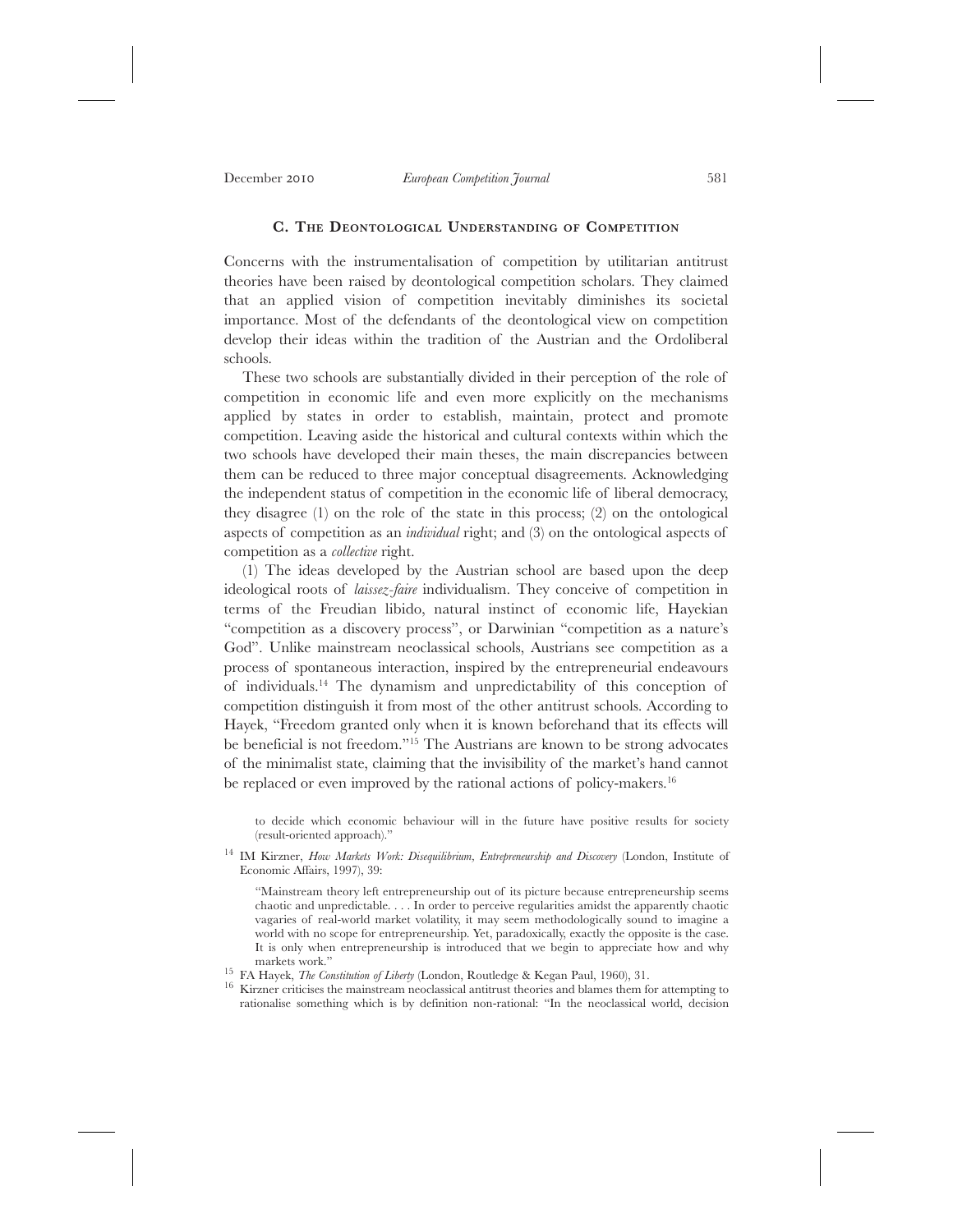### C. The Deontological Understanding of Competition

Concerns with the instrumentalisation of competition by utilitarian antitrust theories have been raised by deontological competition scholars. They claimed that an applied vision of competition inevitably diminishes its societal importance. Most of the defendants of the deontological view on competition develop their ideas within the tradition of the Austrian and the Ordoliberal schools.

These two schools are substantially divided in their perception of the role of competition in economic life and even more explicitly on the mechanisms applied by states in order to establish, maintain, protect and promote competition. Leaving aside the historical and cultural contexts within which the two schools have developed their main theses, the main discrepancies between them can be reduced to three major conceptual disagreements. Acknowledging the independent status of competition in the economic life of liberal democracy, they disagree (1) on the role of the state in this process; (2) on the ontological aspects of competition as an *individual* right; and (3) on the ontological aspects of competition as a *collective* right.

(1) The ideas developed by the Austrian school are based upon the deep ideological roots of *laissez-faire* individualism. They conceive of competition in terms of the Freudian libido, natural instinct of economic life, Hayekian "competition as a discovery process", or Darwinian "competition as a nature's God". Unlike mainstream neoclassical schools, Austrians see competition as a process of spontaneous interaction, inspired by the entrepreneurial endeavours of individuals.[14] The dynamism and unpredictability of this conception of competition distinguish it from most of the other antitrust schools. According to Hayek, "Freedom granted only when it is known beforehand that its effects will be beneficial is not freedom."[15] The Austrians are known to be strong advocates of the minimalist state, claiming that the invisibility of the market's hand cannot be replaced or even improved by the rational actions of policy-makers.[16]

> to decide which economic behaviour will in the future have positive results for society (result-oriented approach)."

[14] IM Kirzner, *How Markets Work: Disequilibrium, Entrepreneurship and Discovery* (London, Institute of Economic Affairs, 1997), 39:

> "Mainstream theory left entrepreneurship out of its picture because entrepreneurship seems chaotic and unpredictable. . . . In order to perceive regularities amidst the apparently chaotic vagaries of real-world market volatility, it may seem methodologically sound to imagine a world with no scope for entrepreneurship. Yet, paradoxically, exactly the opposite is the case. It is only when entrepreneurship is introduced that we begin to appreciate how and why markets work."

[15] FA Hayek, *The Constitution of Liberty* (London, Routledge & Kegan Paul, 1960), 31.

[16] Kirzner criticises the mainstream neoclassical antitrust theories and blames them for attempting to rationalise something which is by definition non-rational: "In the neoclassical world, decision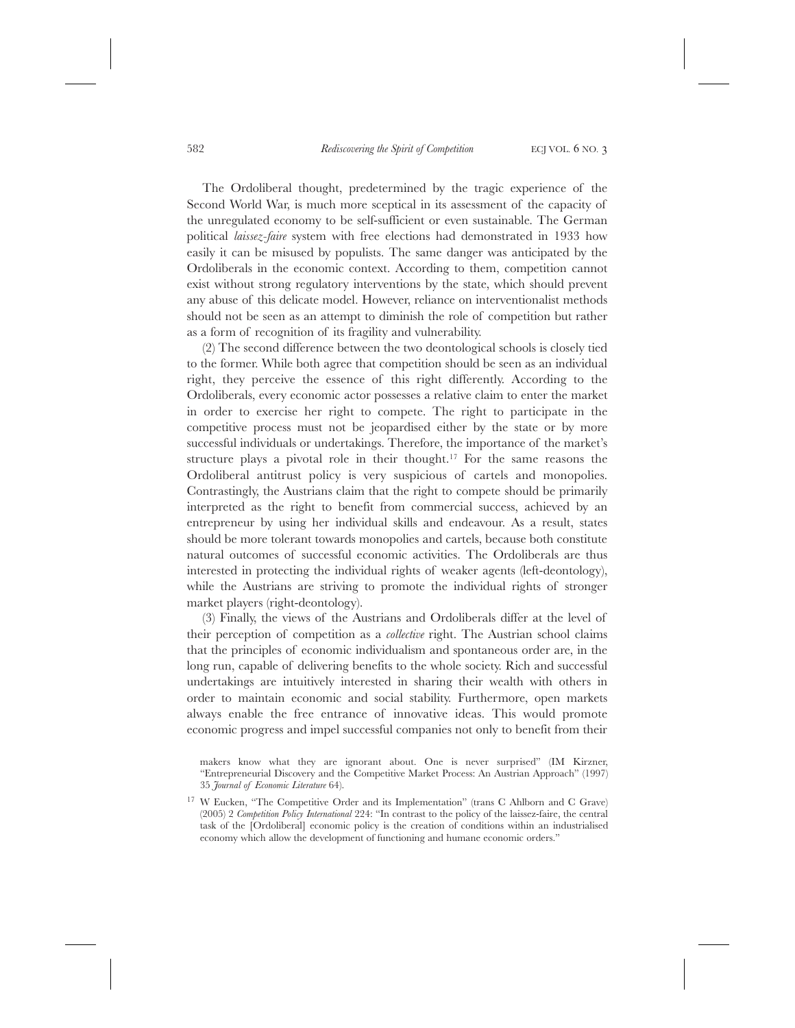The Ordoliberal thought, predetermined by the tragic experience of the Second World War, is much more sceptical in its assessment of the capacity of the unregulated economy to be self-sufficient or even sustainable. The German political *laissez-faire* system with free elections had demonstrated in 1933 how easily it can be misused by populists. The same danger was anticipated by the Ordoliberals in the economic context. According to them, competition cannot exist without strong regulatory interventions by the state, which should prevent any abuse of this delicate model. However, reliance on interventionalist methods should not be seen as an attempt to diminish the role of competition but rather as a form of recognition of its fragility and vulnerability.

(2) The second difference between the two deontological schools is closely tied to the former. While both agree that competition should be seen as an individual right, they perceive the essence of this right differently. According to the Ordoliberals, every economic actor possesses a relative claim to enter the market in order to exercise her right to compete. The right to participate in the competitive process must not be jeopardised either by the state or by more successful individuals or undertakings. Therefore, the importance of the market's structure plays a pivotal role in their thought.[17] For the same reasons the Ordoliberal antitrust policy is very suspicious of cartels and monopolies. Contrastingly, the Austrians claim that the right to compete should be primarily interpreted as the right to benefit from commercial success, achieved by an entrepreneur by using her individual skills and endeavour. As a result, states should be more tolerant towards monopolies and cartels, because both constitute natural outcomes of successful economic activities. The Ordoliberals are thus interested in protecting the individual rights of weaker agents (left-deontology), while the Austrians are striving to promote the individual rights of stronger market players (right-deontology).

(3) Finally, the views of the Austrians and Ordoliberals differ at the level of their perception of competition as a *collective* right. The Austrian school claims that the principles of economic individualism and spontaneous order are, in the long run, capable of delivering benefits to the whole society. Rich and successful undertakings are intuitively interested in sharing their wealth with others in order to maintain economic and social stability. Furthermore, open markets always enable the free entrance of innovative ideas. This would promote economic progress and impel successful companies not only to benefit from their

makers know what they are ignorant about. One is never surprised" (IM Kirzner, "Entrepreneurial Discovery and the Competitive Market Process: An Austrian Approach" (1997) 35 *Journal of Economic Literature* 64).

[17] W Eucken, "The Competitive Order and its Implementation" (trans C Ahlborn and C Grave) (2005) 2 *Competition Policy International* 224: "In contrast to the policy of the laissez-faire, the central task of the [Ordoliberal] economic policy is the creation of conditions within an industrialised economy which allow the development of functioning and humane economic orders."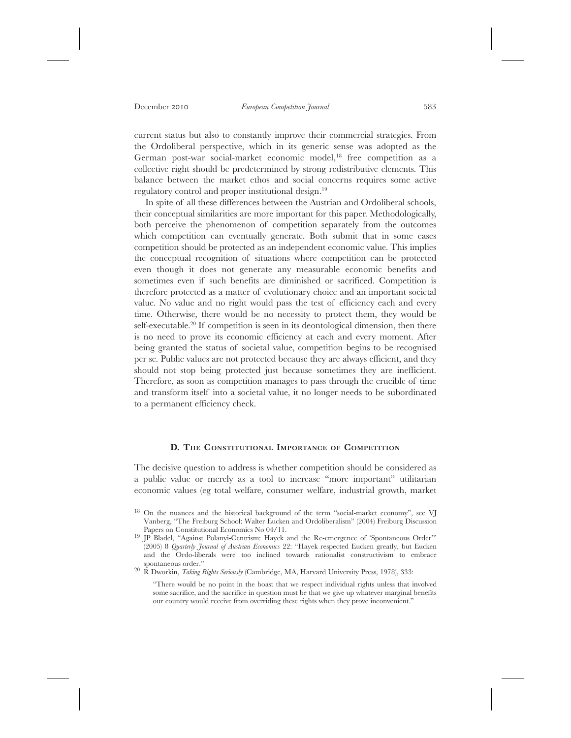current status but also to constantly improve their commercial strategies. From the Ordoliberal perspective, which in its generic sense was adopted as the German post-war social-market economic model,[18] free competition as a collective right should be predetermined by strong redistributive elements. This balance between the market ethos and social concerns requires some active regulatory control and proper institutional design.[19]

In spite of all these differences between the Austrian and Ordoliberal schools, their conceptual similarities are more important for this paper. Methodologically, both perceive the phenomenon of competition separately from the outcomes which competition can eventually generate. Both submit that in some cases competition should be protected as an independent economic value. This implies the conceptual recognition of situations where competition can be protected even though it does not generate any measurable economic benefits and sometimes even if such benefits are diminished or sacrificed. Competition is therefore protected as a matter of evolutionary choice and an important societal value. No value and no right would pass the test of efficiency each and every time. Otherwise, there would be no necessity to protect them, they would be self-executable.[20] If competition is seen in its deontological dimension, then there is no need to prove its economic efficiency at each and every moment. After being granted the status of societal value, competition begins to be recognised per se. Public values are not protected because they are always efficient, and they should not stop being protected just because sometimes they are inefficient. Therefore, as soon as competition manages to pass through the crucible of time and transform itself into a societal value, it no longer needs to be subordinated to a permanent efficiency check.

## D. The Constitutional Importance of Competition

The decisive question to address is whether competition should be considered as a public value or merely as a tool to increase "more important" utilitarian economic values (eg total welfare, consumer welfare, industrial growth, market

---

[18] On the nuances and the historical background of the term "social-market economy", see VJ Vanberg, "The Freiburg School: Walter Eucken and Ordoliberalism" (2004) Freiburg Discussion Papers on Constitutional Economics No 04/11.

[19] JP Bladel, "Against Polanyi-Centrism: Hayek and the Re-emergence of 'Spontaneous Order'" (2005) 8 *Quarterly Journal of Austrian Economics* 22: "Hayek respected Eucken greatly, but Eucken and the Ordo-liberals were too inclined towards rationalist constructivism to embrace spontaneous order."

[20] R Dworkin, *Taking Rights Seriously* (Cambridge, MA, Harvard University Press, 1978), 333:

> "There would be no point in the boast that we respect individual rights unless that involved some sacrifice, and the sacrifice in question must be that we give up whatever marginal benefits our country would receive from overriding these rights when they prove inconvenient."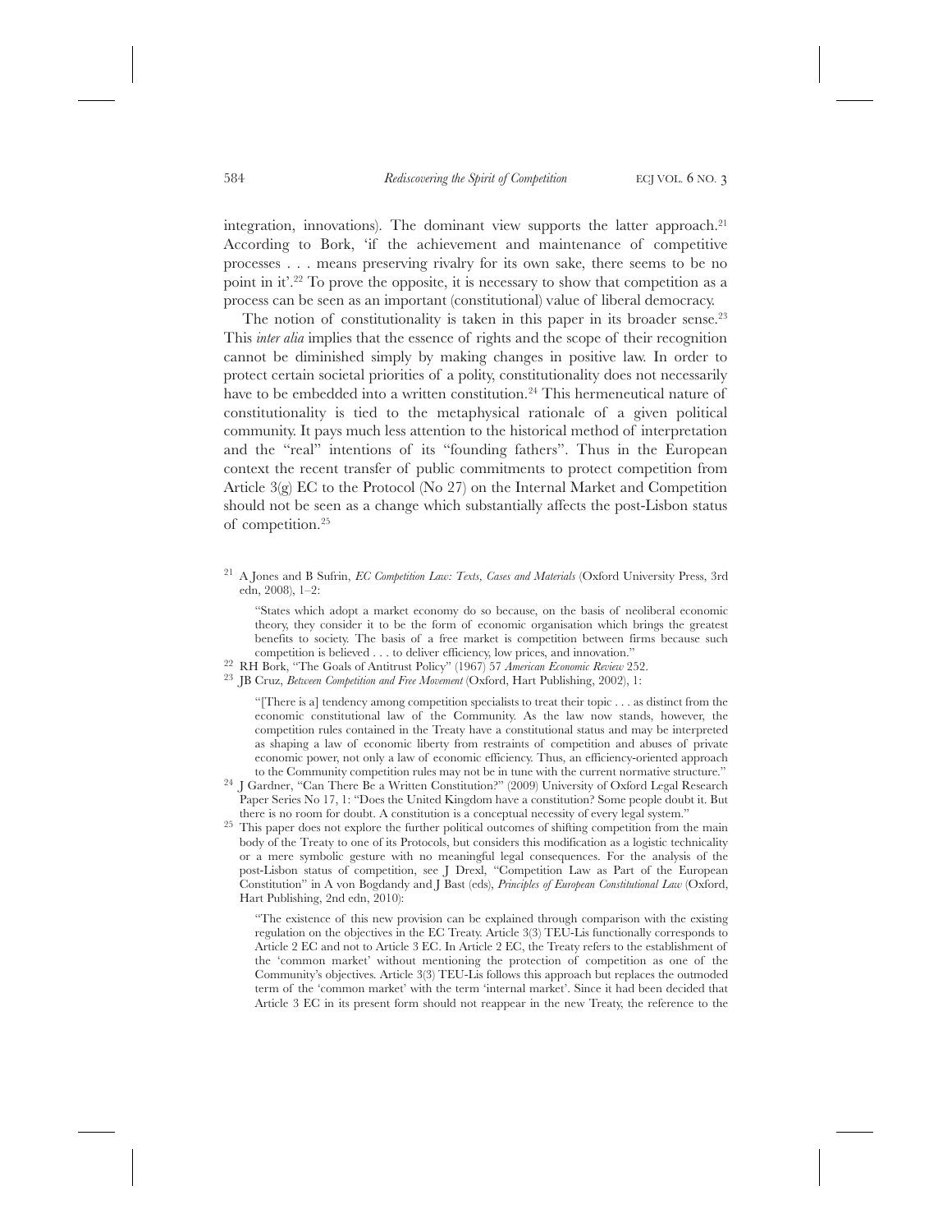integration, innovations). The dominant view supports the latter approach.[21] According to Bork, 'if the achievement and maintenance of competitive processes . . . means preserving rivalry for its own sake, there seems to be no point in it'.[22] To prove the opposite, it is necessary to show that competition as a process can be seen as an important (constitutional) value of liberal democracy.

The notion of constitutionality is taken in this paper in its broader sense.[23] This *inter alia* implies that the essence of rights and the scope of their recognition cannot be diminished simply by making changes in positive law. In order to protect certain societal priorities of a polity, constitutionality does not necessarily have to be embedded into a written constitution.[24] This hermeneutical nature of constitutionality is tied to the metaphysical rationale of a given political community. It pays much less attention to the historical method of interpretation and the "real" intentions of its "founding fathers". Thus in the European context the recent transfer of public commitments to protect competition from Article 3(g) EC to the Protocol (No 27) on the Internal Market and Competition should not be seen as a change which substantially affects the post-Lisbon status of competition.[25]

---

[21] A Jones and B Sufrin, *EC Competition Law: Texts, Cases and Materials* (Oxford University Press, 3rd edn, 2008), 1–2:

> "States which adopt a market economy do so because, on the basis of neoliberal economic theory, they consider it to be the form of economic organisation which brings the greatest benefits to society. The basis of a free market is competition between firms because such competition is believed . . . to deliver efficiency, low prices, and innovation."

[22] RH Bork, "The Goals of Antitrust Policy" (1967) 57 *American Economic Review* 252.

[23] JB Cruz, *Between Competition and Free Movement* (Oxford, Hart Publishing, 2002), 1:

> "[There is a] tendency among competition specialists to treat their topic . . . as distinct from the economic constitutional law of the Community. As the law now stands, however, the competition rules contained in the Treaty have a constitutional status and may be interpreted as shaping a law of economic liberty from restraints of competition and abuses of private economic power, not only a law of economic efficiency. Thus, an efficiency-oriented approach to the Community competition rules may not be in tune with the current normative structure."

[24] J Gardner, "Can There Be a Written Constitution?" (2009) University of Oxford Legal Research Paper Series No 17, 1: "Does the United Kingdom have a constitution? Some people doubt it. But there is no room for doubt. A constitution is a conceptual necessity of every legal system."

[25] This paper does not explore the further political outcomes of shifting competition from the main body of the Treaty to one of its Protocols, but considers this modification as a logistic technicality or a mere symbolic gesture with no meaningful legal consequences. For the analysis of the post-Lisbon status of competition, see J Drexl, "Competition Law as Part of the European Constitution" in A von Bogdandy and J Bast (eds), *Principles of European Constitutional Law* (Oxford, Hart Publishing, 2nd edn, 2010):

> "The existence of this new provision can be explained through comparison with the existing regulation on the objectives in the EC Treaty. Article 3(3) TEU-Lis functionally corresponds to Article 2 EC and not to Article 3 EC. In Article 2 EC, the Treaty refers to the establishment of the 'common market' without mentioning the protection of competition as one of the Community's objectives. Article 3(3) TEU-Lis follows this approach but replaces the outmoded term of the 'common market' with the term 'internal market'. Since it had been decided that Article 3 EC in its present form should not reappear in the new Treaty, the reference to the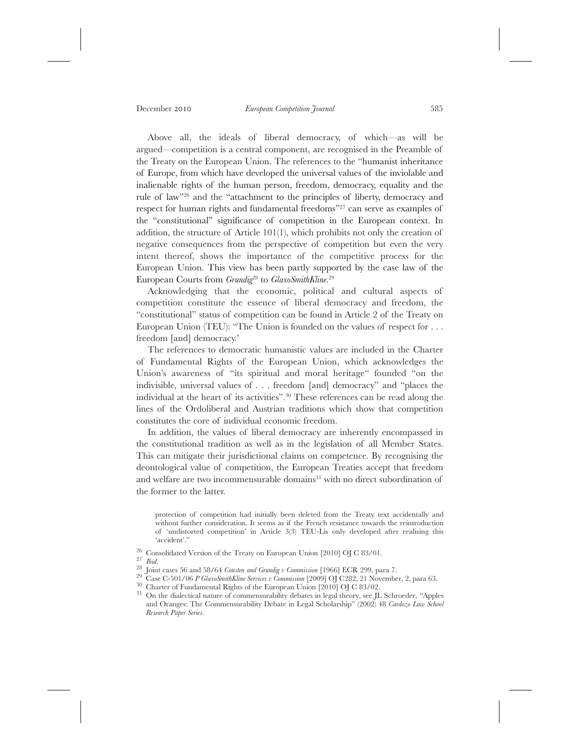Above all, the ideals of liberal democracy, of which—as will be argued—competition is a central component, are recognised in the Preamble of the Treaty on the European Union. The references to the "humanist inheritance of Europe, from which have developed the universal values of the inviolable and inalienable rights of the human person, freedom, democracy, equality and the rule of law"[26] and the "attachment to the principles of liberty, democracy and respect for human rights and fundamental freedoms"[27] can serve as examples of the "constitutional" significance of competition in the European context. In addition, the structure of Article 101(1), which prohibits not only the creation of negative consequences from the perspective of competition but even the very intent thereof, shows the importance of the competitive process for the European Union. This view has been partly supported by the case law of the European Courts from *Grundig*[28] to *GlaxoSmithKline*.[29]

Acknowledging that the economic, political and cultural aspects of competition constitute the essence of liberal democracy and freedom, the "constitutional" status of competition can be found in Article 2 of the Treaty on European Union (TEU): "The Union is founded on the values of respect for . . . freedom [and] democracy.'

The references to democratic humanistic values are included in the Charter of Fundamental Rights of the European Union, which acknowledges the Union's awareness of "its spiritual and moral heritage" founded "on the indivisible, universal values of . . . freedom [and] democracy" and "places the individual at the heart of its activities".[30] These references can be read along the lines of the Ordoliberal and Austrian traditions which show that competition constitutes the core of individual economic freedom.

In addition, the values of liberal democracy are inherently encompassed in the constitutional tradition as well as in the legislation of all Member States. This can mitigate their jurisdictional claims on competence. By recognising the deontological value of competition, the European Treaties accept that freedom and welfare are two incommensurable domains[31] with no direct subordination of the former to the latter.

protection of competition had initially been deleted from the Treaty text accidentally and without further consideration. It seems as if the French resistance towards the reintroduction of 'undistorted competition' in Article 3(3) TEU-Lis only developed after realising this 'accident'."

[26] Consolidated Version of the Treaty on European Union [2010] OJ C 83/01.

[27] *Ibid.*

[28] Joint cases 56 and 58/64 *Consten and Grundig v Commission* [1966] ECR 299, para 7.

[29] Case C-501/06 *P GlaxoSmithKline Services v Commission* [2009] OJ C282, 21 November, 2, para 63.

[30] Charter of Fundamental Rights of the European Union [2010] OJ C 83/02.

[31] On the dialectical nature of commensurability debates in legal theory, see JL Schroeder, "Apples and Oranges: The Commensurability Debate in Legal Scholarship" (2002) 48 *Cardozo Law School Research Paper Series*.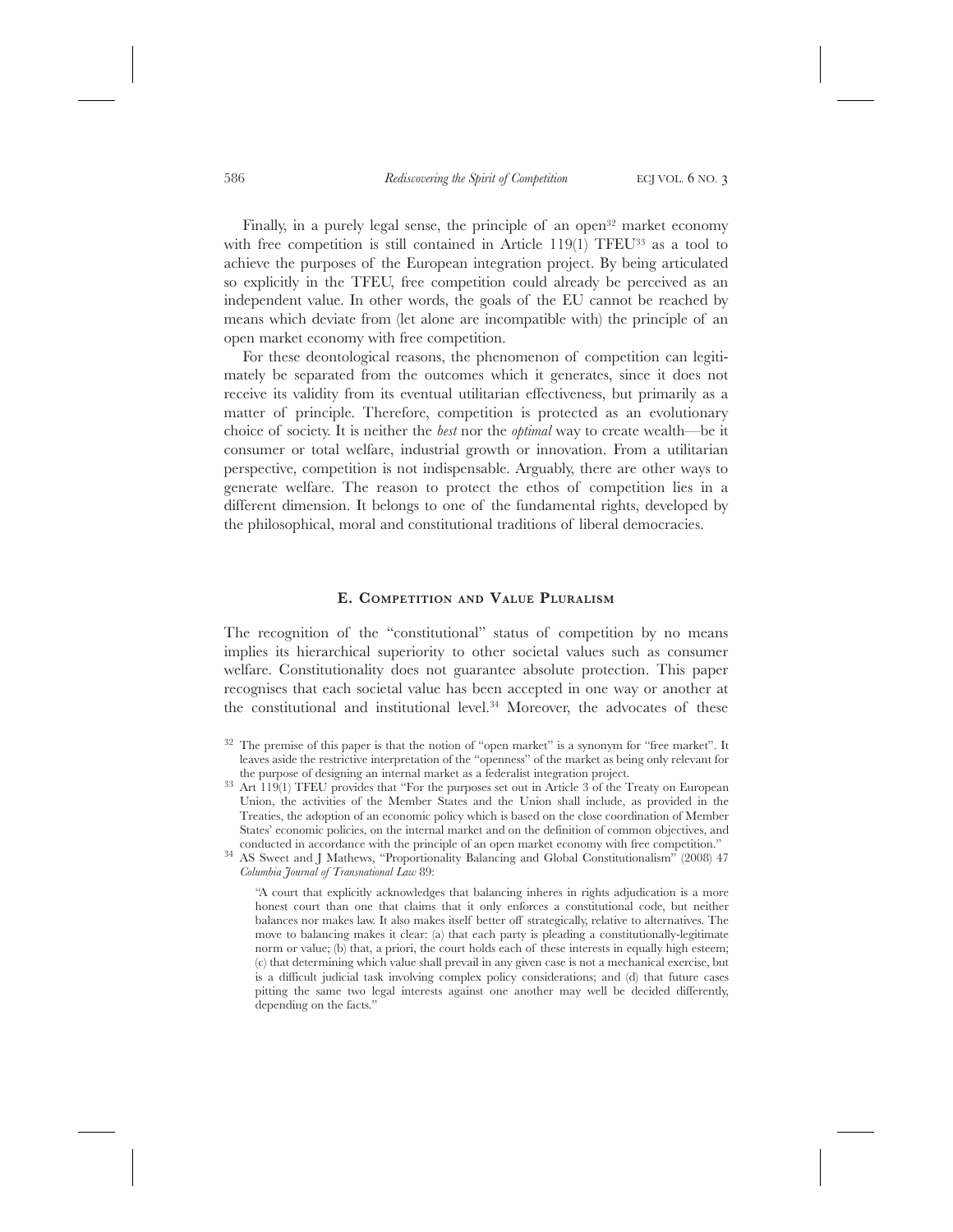Finally, in a purely legal sense, the principle of an open[32] market economy with free competition is still contained in Article 119(1) TFEU[33] as a tool to achieve the purposes of the European integration project. By being articulated so explicitly in the TFEU, free competition could already be perceived as an independent value. In other words, the goals of the EU cannot be reached by means which deviate from (let alone are incompatible with) the principle of an open market economy with free competition.

For these deontological reasons, the phenomenon of competition can legitimately be separated from the outcomes which it generates, since it does not receive its validity from its eventual utilitarian effectiveness, but primarily as a matter of principle. Therefore, competition is protected as an evolutionary choice of society. It is neither the *best* nor the *optimal* way to create wealth—be it consumer or total welfare, industrial growth or innovation. From a utilitarian perspective, competition is not indispensable. Arguably, there are other ways to generate welfare. The reason to protect the ethos of competition lies in a different dimension. It belongs to one of the fundamental rights, developed by the philosophical, moral and constitutional traditions of liberal democracies.

## E. Competition and Value Pluralism

The recognition of the "constitutional" status of competition by no means implies its hierarchical superiority to other societal values such as consumer welfare. Constitutionality does not guarantee absolute protection. This paper recognises that each societal value has been accepted in one way or another at the constitutional and institutional level.[34] Moreover, the advocates of these

[32] The premise of this paper is that the notion of "open market" is a synonym for "free market". It leaves aside the restrictive interpretation of the "openness" of the market as being only relevant for the purpose of designing an internal market as a federalist integration project.

[33] Art 119(1) TFEU provides that "For the purposes set out in Article 3 of the Treaty on European Union, the activities of the Member States and the Union shall include, as provided in the Treaties, the adoption of an economic policy which is based on the close coordination of Member States' economic policies, on the internal market and on the definition of common objectives, and conducted in accordance with the principle of an open market economy with free competition."

[34] AS Sweet and J Mathews, "Proportionality Balancing and Global Constitutionalism" (2008) 47 *Columbia Journal of Transnational Law* 89:

> "A court that explicitly acknowledges that balancing inheres in rights adjudication is a more honest court than one that claims that it only enforces a constitutional code, but neither balances nor makes law. It also makes itself better off strategically, relative to alternatives. The move to balancing makes it clear: (a) that each party is pleading a constitutionally-legitimate norm or value; (b) that, a priori, the court holds each of these interests in equally high esteem; (c) that determining which value shall prevail in any given case is not a mechanical exercise, but is a difficult judicial task involving complex policy considerations; and (d) that future cases pitting the same two legal interests against one another may well be decided differently, depending on the facts."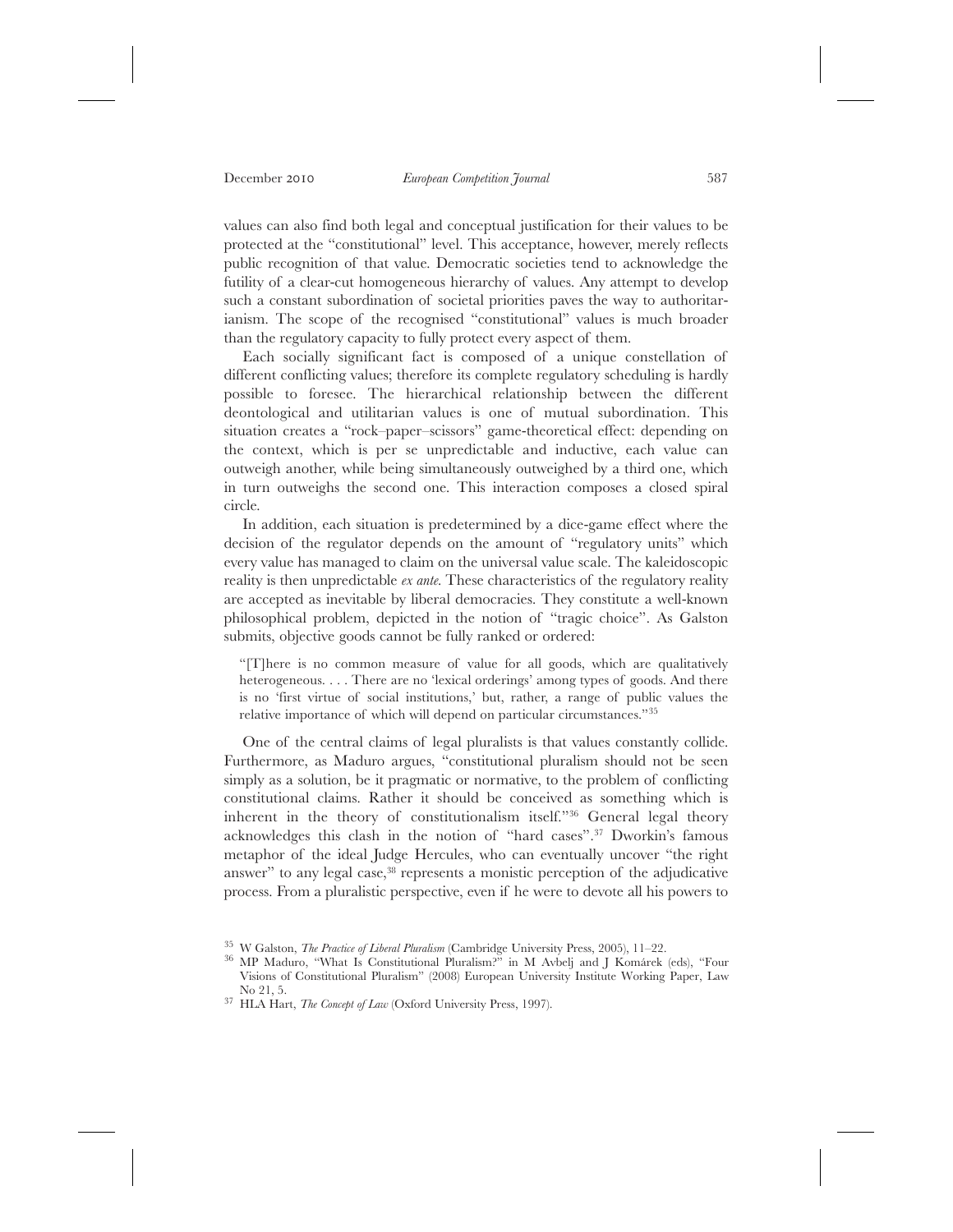values can also find both legal and conceptual justification for their values to be protected at the "constitutional" level. This acceptance, however, merely reflects public recognition of that value. Democratic societies tend to acknowledge the futility of a clear-cut homogeneous hierarchy of values. Any attempt to develop such a constant subordination of societal priorities paves the way to authoritarianism. The scope of the recognised "constitutional" values is much broader than the regulatory capacity to fully protect every aspect of them.

Each socially significant fact is composed of a unique constellation of different conflicting values; therefore its complete regulatory scheduling is hardly possible to foresee. The hierarchical relationship between the different deontological and utilitarian values is one of mutual subordination. This situation creates a "rock–paper–scissors" game-theoretical effect: depending on the context, which is per se unpredictable and inductive, each value can outweigh another, while being simultaneously outweighed by a third one, which in turn outweighs the second one. This interaction composes a closed spiral circle.

In addition, each situation is predetermined by a dice-game effect where the decision of the regulator depends on the amount of "regulatory units" which every value has managed to claim on the universal value scale. The kaleidoscopic reality is then unpredictable *ex ante*. These characteristics of the regulatory reality are accepted as inevitable by liberal democracies. They constitute a well-known philosophical problem, depicted in the notion of "tragic choice". As Galston submits, objective goods cannot be fully ranked or ordered:

> "[T]here is no common measure of value for all goods, which are qualitatively heterogeneous. . . . There are no 'lexical orderings' among types of goods. And there is no 'first virtue of social institutions,' but, rather, a range of public values the relative importance of which will depend on particular circumstances."[35]

One of the central claims of legal pluralists is that values constantly collide. Furthermore, as Maduro argues, "constitutional pluralism should not be seen simply as a solution, be it pragmatic or normative, to the problem of conflicting constitutional claims. Rather it should be conceived as something which is inherent in the theory of constitutionalism itself."[36] General legal theory acknowledges this clash in the notion of "hard cases".[37] Dworkin's famous metaphor of the ideal Judge Hercules, who can eventually uncover "the right answer" to any legal case,[38] represents a monistic perception of the adjudicative process. From a pluralistic perspective, even if he were to devote all his powers to

---

[35] W Galston, *The Practice of Liberal Pluralism* (Cambridge University Press, 2005), 11–22.

[36] MP Maduro, "What Is Constitutional Pluralism?" in M Avbelj and J Komárek (eds), "Four Visions of Constitutional Pluralism" (2008) European University Institute Working Paper, Law No 21, 5.

[37] HLA Hart, *The Concept of Law* (Oxford University Press, 1997).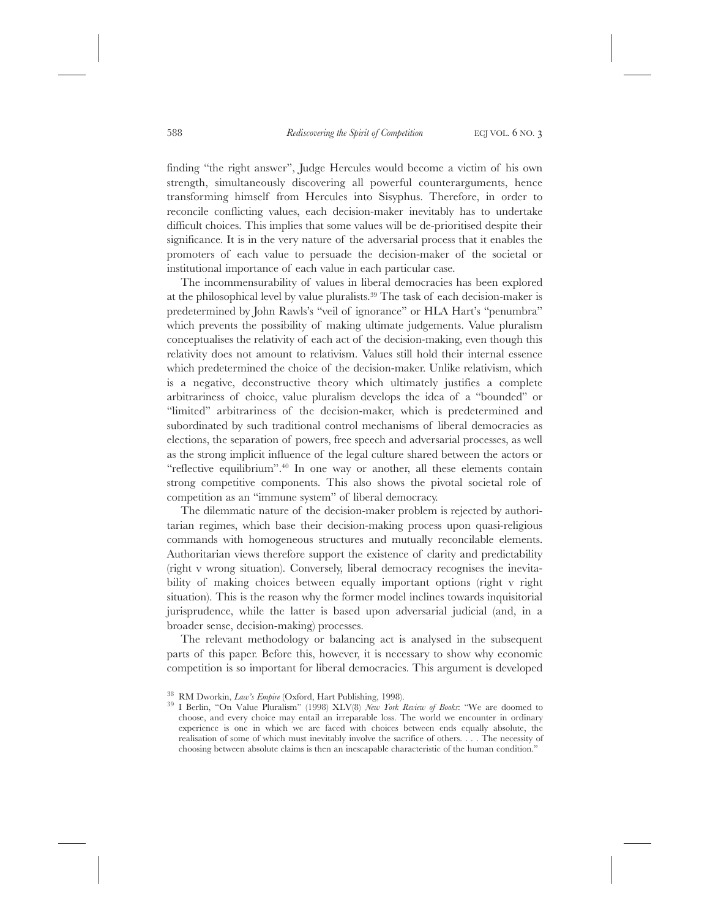finding "the right answer", Judge Hercules would become a victim of his own strength, simultaneously discovering all powerful counterarguments, hence transforming himself from Hercules into Sisyphus. Therefore, in order to reconcile conflicting values, each decision-maker inevitably has to undertake difficult choices. This implies that some values will be de-prioritised despite their significance. It is in the very nature of the adversarial process that it enables the promoters of each value to persuade the decision-maker of the societal or institutional importance of each value in each particular case.

The incommensurability of values in liberal democracies has been explored at the philosophical level by value pluralists.[39] The task of each decision-maker is predetermined by John Rawls's "veil of ignorance" or HLA Hart's "penumbra" which prevents the possibility of making ultimate judgements. Value pluralism conceptualises the relativity of each act of the decision-making, even though this relativity does not amount to relativism. Values still hold their internal essence which predetermined the choice of the decision-maker. Unlike relativism, which is a negative, deconstructive theory which ultimately justifies a complete arbitrariness of choice, value pluralism develops the idea of a "bounded" or "limited" arbitrariness of the decision-maker, which is predetermined and subordinated by such traditional control mechanisms of liberal democracies as elections, the separation of powers, free speech and adversarial processes, as well as the strong implicit influence of the legal culture shared between the actors or "reflective equilibrium".[40] In one way or another, all these elements contain strong competitive components. This also shows the pivotal societal role of competition as an "immune system" of liberal democracy.

The dilemmatic nature of the decision-maker problem is rejected by authoritarian regimes, which base their decision-making process upon quasi-religious commands with homogeneous structures and mutually reconcilable elements. Authoritarian views therefore support the existence of clarity and predictability (right v wrong situation). Conversely, liberal democracy recognises the inevitability of making choices between equally important options (right v right situation). This is the reason why the former model inclines towards inquisitorial jurisprudence, while the latter is based upon adversarial judicial (and, in a broader sense, decision-making) processes.

The relevant methodology or balancing act is analysed in the subsequent parts of this paper. Before this, however, it is necessary to show why economic competition is so important for liberal democracies. This argument is developed

---

[38] RM Dworkin, *Law's Empire* (Oxford, Hart Publishing, 1998).

[39] I Berlin, "On Value Pluralism" (1998) XLV(8) *New York Review of Books*: "We are doomed to choose, and every choice may entail an irreparable loss. The world we encounter in ordinary experience is one in which we are faced with choices between ends equally absolute, the realisation of some of which must inevitably involve the sacrifice of others. . . . The necessity of choosing between absolute claims is then an inescapable characteristic of the human condition."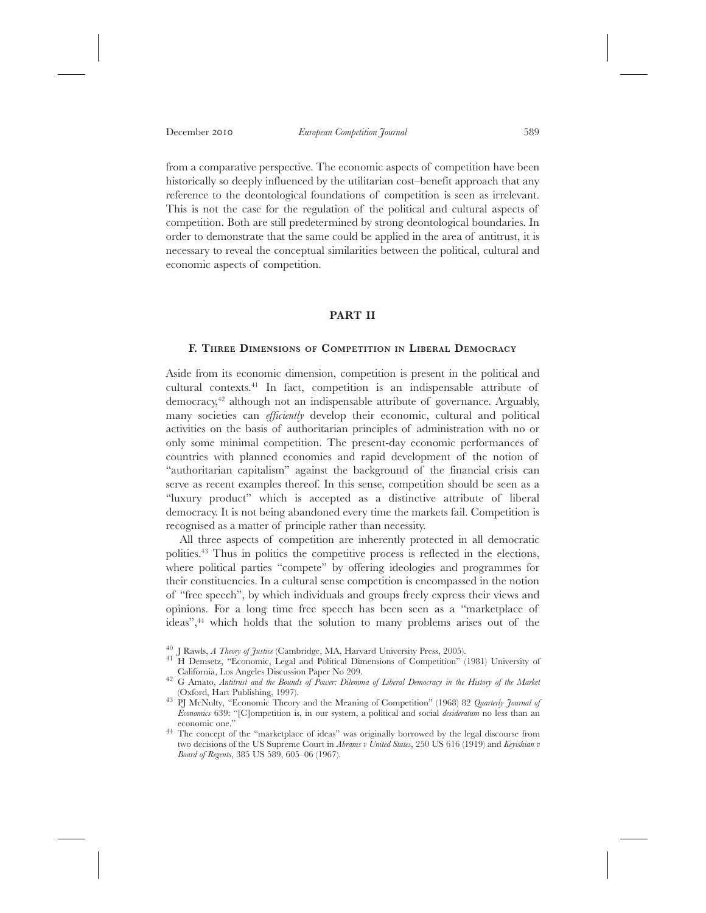from a comparative perspective. The economic aspects of competition have been historically so deeply influenced by the utilitarian cost–benefit approach that any reference to the deontological foundations of competition is seen as irrelevant. This is not the case for the regulation of the political and cultural aspects of competition. Both are still predetermined by strong deontological boundaries. In order to demonstrate that the same could be applied in the area of antitrust, it is necessary to reveal the conceptual similarities between the political, cultural and economic aspects of competition.

## PART II

### F. Three Dimensions of Competition in Liberal Democracy

Aside from its economic dimension, competition is present in the political and cultural contexts.[41] In fact, competition is an indispensable attribute of democracy,[42] although not an indispensable attribute of governance. Arguably, many societies can *efficiently* develop their economic, cultural and political activities on the basis of authoritarian principles of administration with no or only some minimal competition. The present-day economic performances of countries with planned economies and rapid development of the notion of "authoritarian capitalism" against the background of the financial crisis can serve as recent examples thereof. In this sense, competition should be seen as a "luxury product" which is accepted as a distinctive attribute of liberal democracy. It is not being abandoned every time the markets fail. Competition is recognised as a matter of principle rather than necessity.

All three aspects of competition are inherently protected in all democratic polities.[43] Thus in politics the competitive process is reflected in the elections, where political parties "compete" by offering ideologies and programmes for their constituencies. In a cultural sense competition is encompassed in the notion of "free speech", by which individuals and groups freely express their views and opinions. For a long time free speech has been seen as a "marketplace of ideas",[44] which holds that the solution to many problems arises out of the

---

[40] J Rawls, *A Theory of Justice* (Cambridge, MA, Harvard University Press, 2005).

[41] H Demsetz, "Economic, Legal and Political Dimensions of Competition" (1981) University of California, Los Angeles Discussion Paper No 209.

[42] G Amato, *Antitrust and the Bounds of Power: Dilemma of Liberal Democracy in the History of the Market* (Oxford, Hart Publishing, 1997).

[43] PJ McNulty, "Economic Theory and the Meaning of Competition" (1968) 82 *Quarterly Journal of Economics* 639: "[C]ompetition is, in our system, a political and social *desideratum* no less than an economic one."

[44] The concept of the "marketplace of ideas" was originally borrowed by the legal discourse from two decisions of the US Supreme Court in *Abrams v United States*, 250 US 616 (1919) and *Keyishian v Board of Regents*, 385 US 589, 605–06 (1967).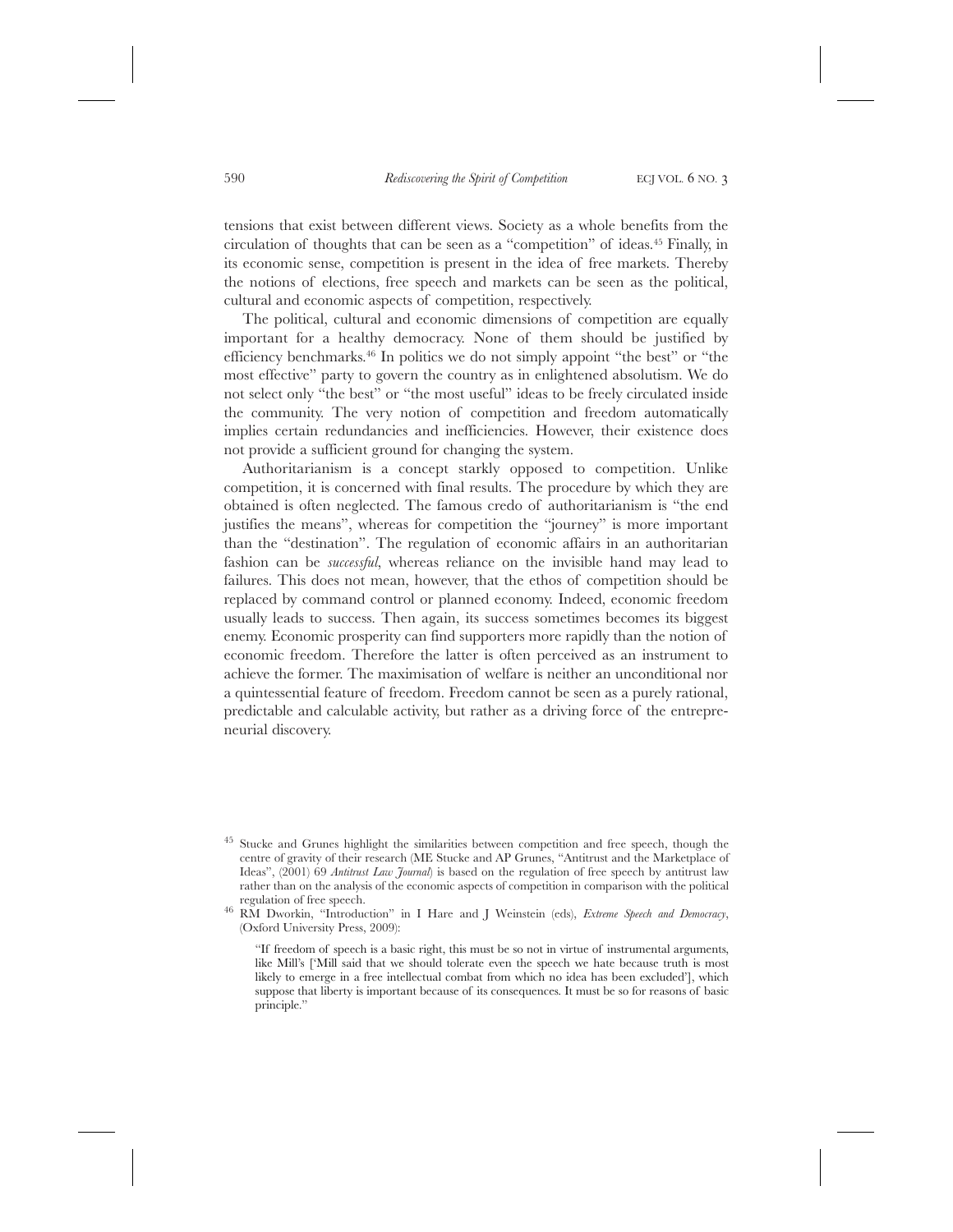tensions that exist between different views. Society as a whole benefits from the circulation of thoughts that can be seen as a "competition" of ideas.[45] Finally, in its economic sense, competition is present in the idea of free markets. Thereby the notions of elections, free speech and markets can be seen as the political, cultural and economic aspects of competition, respectively.

The political, cultural and economic dimensions of competition are equally important for a healthy democracy. None of them should be justified by efficiency benchmarks.[46] In politics we do not simply appoint "the best" or "the most effective" party to govern the country as in enlightened absolutism. We do not select only "the best" or "the most useful" ideas to be freely circulated inside the community. The very notion of competition and freedom automatically implies certain redundancies and inefficiencies. However, their existence does not provide a sufficient ground for changing the system.

Authoritarianism is a concept starkly opposed to competition. Unlike competition, it is concerned with final results. The procedure by which they are obtained is often neglected. The famous credo of authoritarianism is "the end justifies the means", whereas for competition the "journey" is more important than the "destination". The regulation of economic affairs in an authoritarian fashion can be *successful*, whereas reliance on the invisible hand may lead to failures. This does not mean, however, that the ethos of competition should be replaced by command control or planned economy. Indeed, economic freedom usually leads to success. Then again, its success sometimes becomes its biggest enemy. Economic prosperity can find supporters more rapidly than the notion of economic freedom. Therefore the latter is often perceived as an instrument to achieve the former. The maximisation of welfare is neither an unconditional nor a quintessential feature of freedom. Freedom cannot be seen as a purely rational, predictable and calculable activity, but rather as a driving force of the entrepreneurial discovery.

---

[45] Stucke and Grunes highlight the similarities between competition and free speech, though the centre of gravity of their research (ME Stucke and AP Grunes, "Antitrust and the Marketplace of Ideas", (2001) 69 *Antitrust Law Journal*) is based on the regulation of free speech by antitrust law rather than on the analysis of the economic aspects of competition in comparison with the political regulation of free speech.

[46] RM Dworkin, "Introduction" in I Hare and J Weinstein (eds), *Extreme Speech and Democracy*, (Oxford University Press, 2009):

> "If freedom of speech is a basic right, this must be so not in virtue of instrumental arguments, like Mill's ['Mill said that we should tolerate even the speech we hate because truth is most likely to emerge in a free intellectual combat from which no idea has been excluded'], which suppose that liberty is important because of its consequences. It must be so for reasons of basic principle."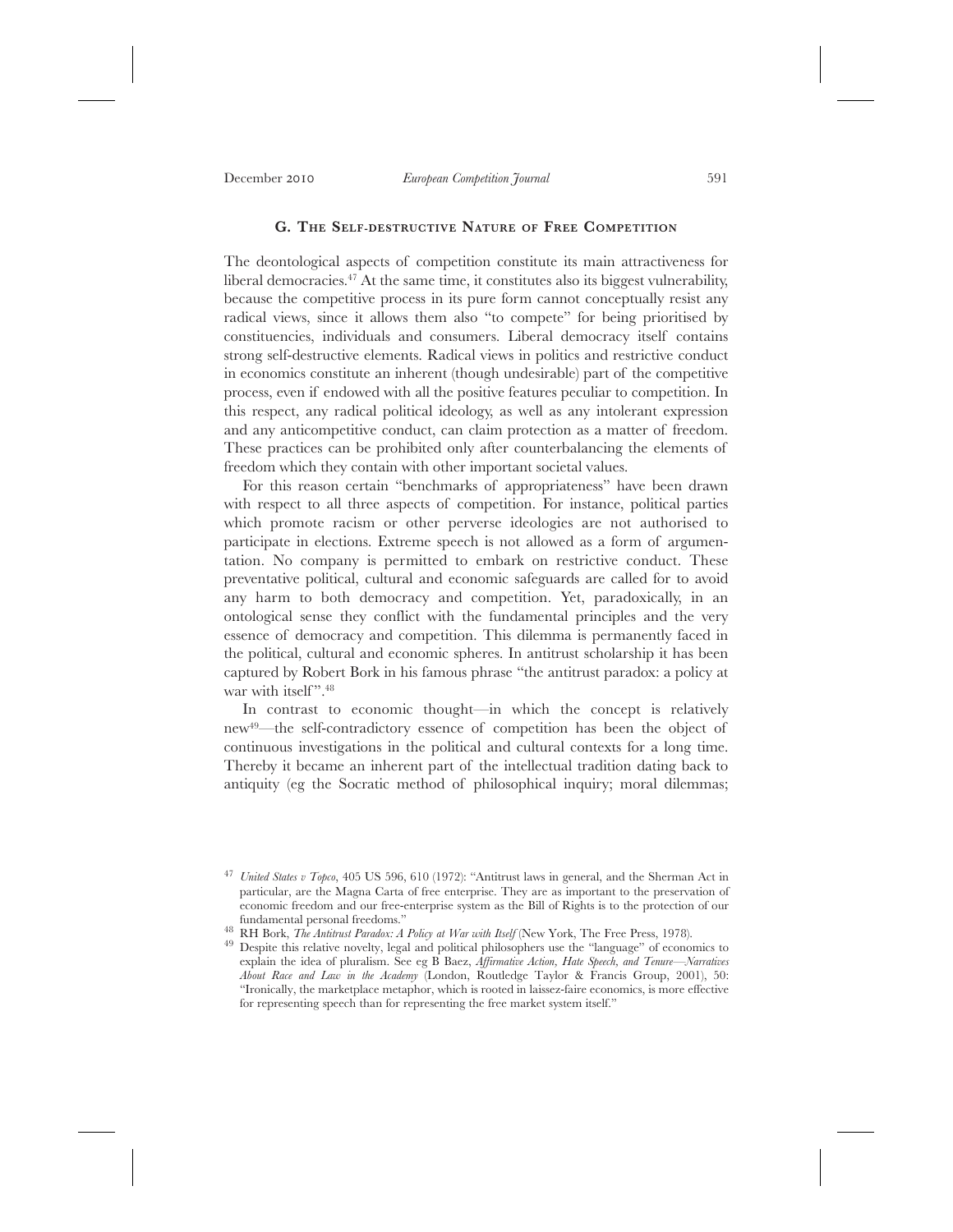## G. The Self-destructive Nature of Free Competition

The deontological aspects of competition constitute its main attractiveness for liberal democracies.[47] At the same time, it constitutes also its biggest vulnerability, because the competitive process in its pure form cannot conceptually resist any radical views, since it allows them also "to compete" for being prioritised by constituencies, individuals and consumers. Liberal democracy itself contains strong self-destructive elements. Radical views in politics and restrictive conduct in economics constitute an inherent (though undesirable) part of the competitive process, even if endowed with all the positive features peculiar to competition. In this respect, any radical political ideology, as well as any intolerant expression and any anticompetitive conduct, can claim protection as a matter of freedom. These practices can be prohibited only after counterbalancing the elements of freedom which they contain with other important societal values.

For this reason certain "benchmarks of appropriateness" have been drawn with respect to all three aspects of competition. For instance, political parties which promote racism or other perverse ideologies are not authorised to participate in elections. Extreme speech is not allowed as a form of argumentation. No company is permitted to embark on restrictive conduct. These preventative political, cultural and economic safeguards are called for to avoid any harm to both democracy and competition. Yet, paradoxically, in an ontological sense they conflict with the fundamental principles and the very essence of democracy and competition. This dilemma is permanently faced in the political, cultural and economic spheres. In antitrust scholarship it has been captured by Robert Bork in his famous phrase "the antitrust paradox: a policy at war with itself'".[48]

In contrast to economic thought—in which the concept is relatively new[49]—the self-contradictory essence of competition has been the object of continuous investigations in the political and cultural contexts for a long time. Thereby it became an inherent part of the intellectual tradition dating back to antiquity (eg the Socratic method of philosophical inquiry; moral dilemmas;

---

[47] *United States v Topco*, 405 US 596, 610 (1972): "Antitrust laws in general, and the Sherman Act in particular, are the Magna Carta of free enterprise. They are as important to the preservation of economic freedom and our free-enterprise system as the Bill of Rights is to the protection of our fundamental personal freedoms."

[48] RH Bork, *The Antitrust Paradox: A Policy at War with Itself* (New York, The Free Press, 1978).

[49] Despite this relative novelty, legal and political philosophers use the "language" of economics to explain the idea of pluralism. See eg B Baez, *Affirmative Action, Hate Speech, and Tenure—Narratives About Race and Law in the Academy* (London, Routledge Taylor & Francis Group, 2001), 50: "Ironically, the marketplace metaphor, which is rooted in laissez-faire economics, is more effective for representing speech than for representing the free market system itself."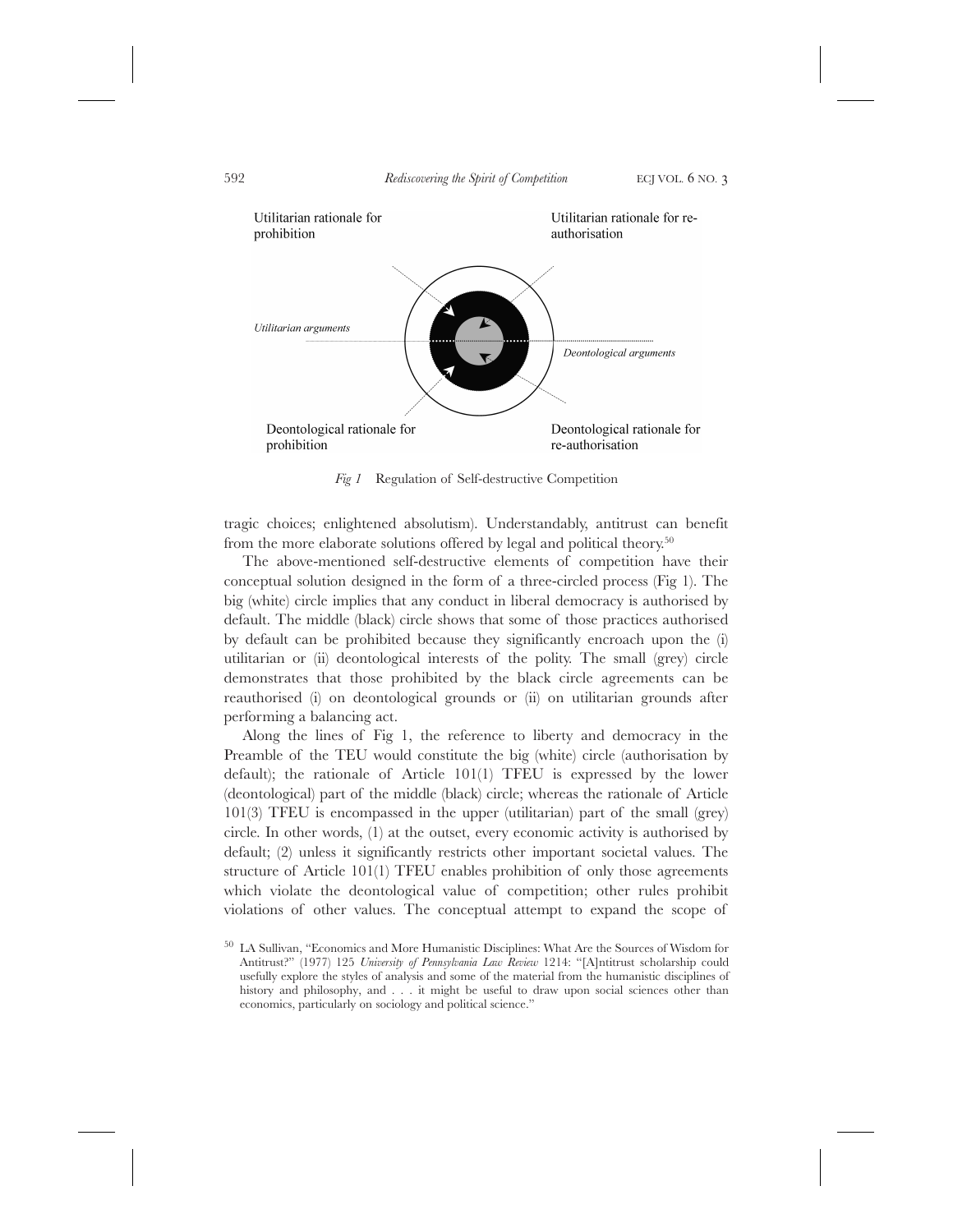Utilitarian rationale for prohibition

Utilitarian rationale for re-authorisation

*Utilitarian arguments*

*Deontological arguments*

Deontological rationale for prohibition

Deontological rationale for re-authorisation

*Fig 1* Regulation of Self-destructive Competition

tragic choices; enlightened absolutism). Understandably, antitrust can benefit from the more elaborate solutions offered by legal and political theory.[50]

The above-mentioned self-destructive elements of competition have their conceptual solution designed in the form of a three-circled process (Fig 1). The big (white) circle implies that any conduct in liberal democracy is authorised by default. The middle (black) circle shows that some of those practices authorised by default can be prohibited because they significantly encroach upon the (i) utilitarian or (ii) deontological interests of the polity. The small (grey) circle demonstrates that those prohibited by the black circle agreements can be reauthorised (i) on deontological grounds or (ii) on utilitarian grounds after performing a balancing act.

Along the lines of Fig 1, the reference to liberty and democracy in the Preamble of the TEU would constitute the big (white) circle (authorisation by default); the rationale of Article 101(1) TFEU is expressed by the lower (deontological) part of the middle (black) circle; whereas the rationale of Article 101(3) TFEU is encompassed in the upper (utilitarian) part of the small (grey) circle. In other words, (1) at the outset, every economic activity is authorised by default; (2) unless it significantly restricts other important societal values. The structure of Article 101(1) TFEU enables prohibition of only those agreements which violate the deontological value of competition; other rules prohibit violations of other values. The conceptual attempt to expand the scope of

[50] LA Sullivan, "Economics and More Humanistic Disciplines: What Are the Sources of Wisdom for Antitrust?" (1977) 125 *University of Pennsylvania Law Review* 1214: "[A]ntitrust scholarship could usefully explore the styles of analysis and some of the material from the humanistic disciplines of history and philosophy, and . . . it might be useful to draw upon social sciences other than economics, particularly on sociology and political science."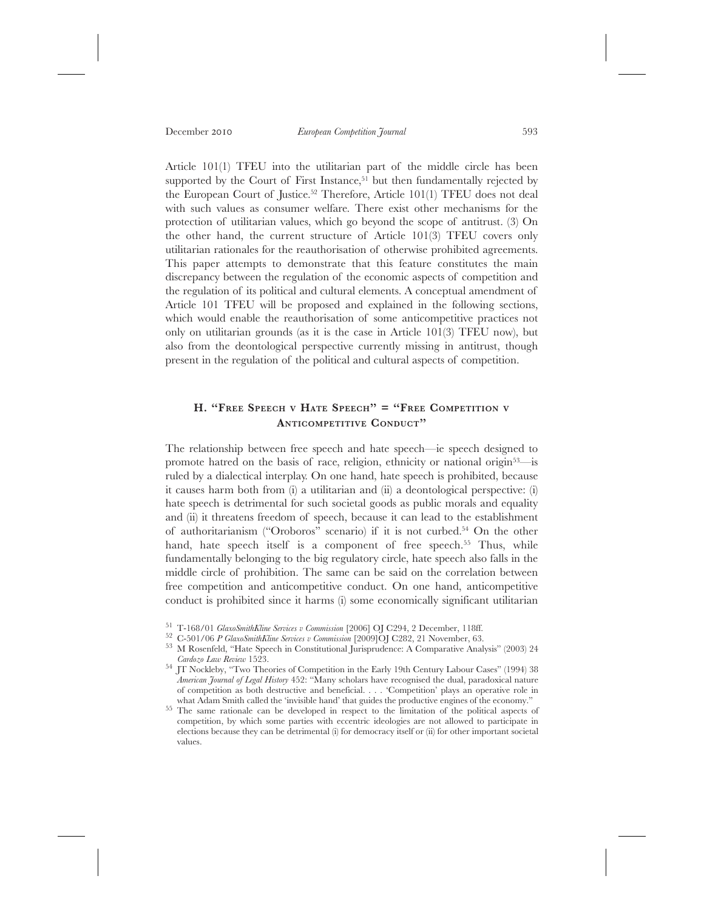Article 101(1) TFEU into the utilitarian part of the middle circle has been supported by the Court of First Instance,[51] but then fundamentally rejected by the European Court of Justice.[52] Therefore, Article 101(1) TFEU does not deal with such values as consumer welfare. There exist other mechanisms for the protection of utilitarian values, which go beyond the scope of antitrust. (3) On the other hand, the current structure of Article 101(3) TFEU covers only utilitarian rationales for the reauthorisation of otherwise prohibited agreements. This paper attempts to demonstrate that this feature constitutes the main discrepancy between the regulation of the economic aspects of competition and the regulation of its political and cultural elements. A conceptual amendment of Article 101 TFEU will be proposed and explained in the following sections, which would enable the reauthorisation of some anticompetitive practices not only on utilitarian grounds (as it is the case in Article 101(3) TFEU now), but also from the deontological perspective currently missing in antitrust, though present in the regulation of the political and cultural aspects of competition.

## H. "Free Speech v Hate Speech" = "Free Competition v Anticompetitive Conduct"

The relationship between free speech and hate speech—ie speech designed to promote hatred on the basis of race, religion, ethnicity or national origin[53]—is ruled by a dialectical interplay. On one hand, hate speech is prohibited, because it causes harm both from (i) a utilitarian and (ii) a deontological perspective: (i) hate speech is detrimental for such societal goods as public morals and equality and (ii) it threatens freedom of speech, because it can lead to the establishment of authoritarianism ("Oroboros" scenario) if it is not curbed.[54] On the other hand, hate speech itself is a component of free speech.[55] Thus, while fundamentally belonging to the big regulatory circle, hate speech also falls in the middle circle of prohibition. The same can be said on the correlation between free competition and anticompetitive conduct. On one hand, anticompetitive conduct is prohibited since it harms (i) some economically significant utilitarian

---

[51] T-168/01 *GlaxoSmithKline Services v Commission* [2006] OJ C294, 2 December, 118ff.

[52] C-501/06 *P GlaxoSmithKline Services v Commission* [2009]OJ C282, 21 November, 63.

[53] M Rosenfeld, "Hate Speech in Constitutional Jurisprudence: A Comparative Analysis" (2003) 24 *Cardozo Law Review* 1523.

[54] JT Nockleby, "Two Theories of Competition in the Early 19th Century Labour Cases" (1994) 38 *American Journal of Legal History* 452: "Many scholars have recognised the dual, paradoxical nature of competition as both destructive and beneficial. . . . 'Competition' plays an operative role in what Adam Smith called the 'invisible hand' that guides the productive engines of the economy."

[55] The same rationale can be developed in respect to the limitation of the political aspects of competition, by which some parties with eccentric ideologies are not allowed to participate in elections because they can be detrimental (i) for democracy itself or (ii) for other important societal values.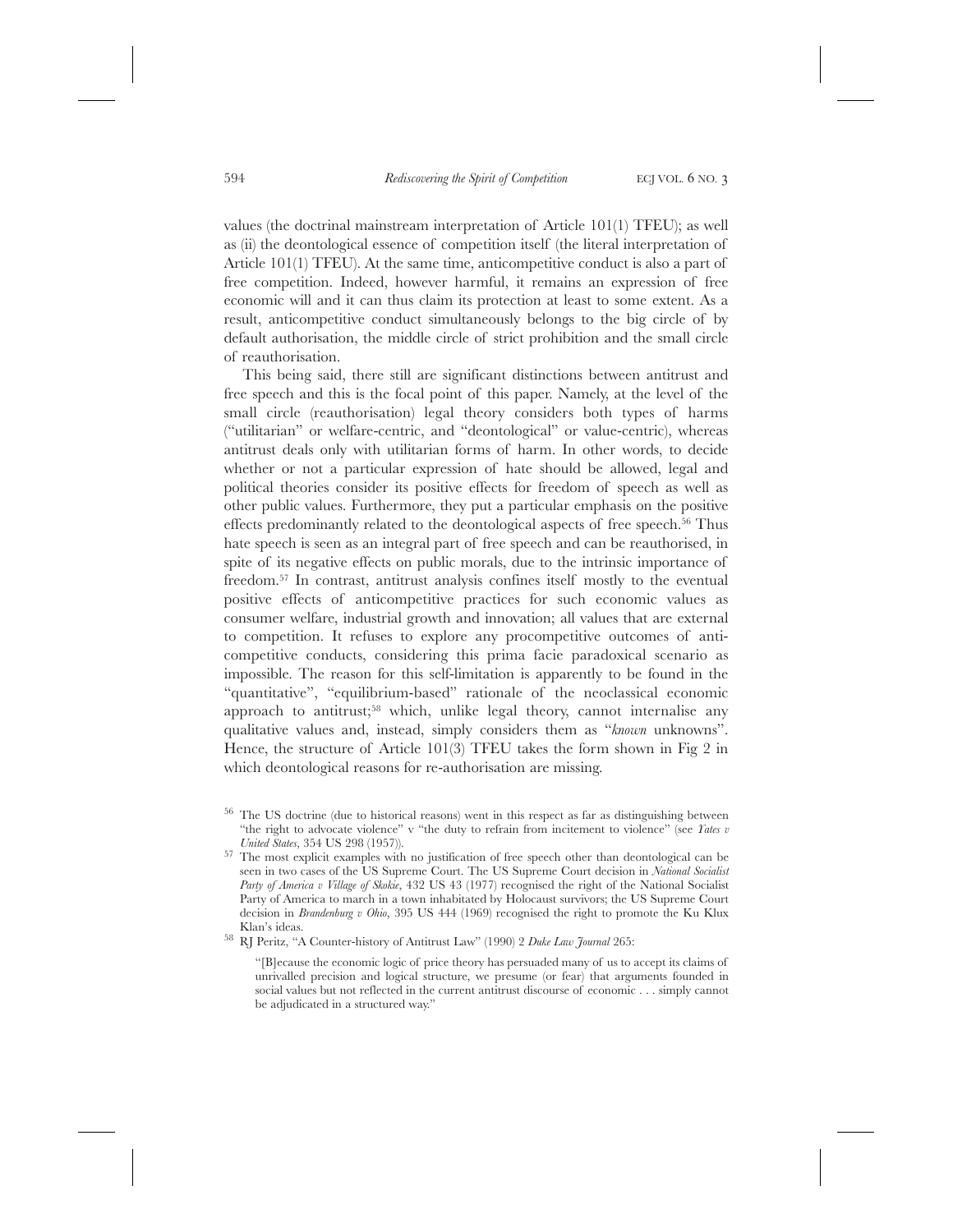values (the doctrinal mainstream interpretation of Article 101(1) TFEU); as well as (ii) the deontological essence of competition itself (the literal interpretation of Article 101(1) TFEU). At the same time, anticompetitive conduct is also a part of free competition. Indeed, however harmful, it remains an expression of free economic will and it can thus claim its protection at least to some extent. As a result, anticompetitive conduct simultaneously belongs to the big circle of by default authorisation, the middle circle of strict prohibition and the small circle of reauthorisation.

This being said, there still are significant distinctions between antitrust and free speech and this is the focal point of this paper. Namely, at the level of the small circle (reauthorisation) legal theory considers both types of harms ("utilitarian" or welfare-centric, and "deontological" or value-centric), whereas antitrust deals only with utilitarian forms of harm. In other words, to decide whether or not a particular expression of hate should be allowed, legal and political theories consider its positive effects for freedom of speech as well as other public values. Furthermore, they put a particular emphasis on the positive effects predominantly related to the deontological aspects of free speech.[56] Thus hate speech is seen as an integral part of free speech and can be reauthorised, in spite of its negative effects on public morals, due to the intrinsic importance of freedom.[57] In contrast, antitrust analysis confines itself mostly to the eventual positive effects of anticompetitive practices for such economic values as consumer welfare, industrial growth and innovation; all values that are external to competition. It refuses to explore any procompetitive outcomes of anticompetitive conducts, considering this prima facie paradoxical scenario as impossible. The reason for this self-limitation is apparently to be found in the "quantitative", "equilibrium-based" rationale of the neoclassical economic approach to antitrust;[58] which, unlike legal theory, cannot internalise any qualitative values and, instead, simply considers them as "*known* unknowns". Hence, the structure of Article 101(3) TFEU takes the form shown in Fig 2 in which deontological reasons for re-authorisation are missing.

[56] The US doctrine (due to historical reasons) went in this respect as far as distinguishing between "the right to advocate violence" v "the duty to refrain from incitement to violence" (see *Yates v United States*, 354 US 298 (1957)).

[57] The most explicit examples with no justification of free speech other than deontological can be seen in two cases of the US Supreme Court. The US Supreme Court decision in *National Socialist Party of America v Village of Skokie*, 432 US 43 (1977) recognised the right of the National Socialist Party of America to march in a town inhabitated by Holocaust survivors; the US Supreme Court decision in *Brandenburg v Ohio*, 395 US 444 (1969) recognised the right to promote the Ku Klux Klan's ideas.

[58] RJ Peritz, "A Counter-history of Antitrust Law" (1990) 2 *Duke Law Journal* 265:

> "[B]ecause the economic logic of price theory has persuaded many of us to accept its claims of unrivalled precision and logical structure, we presume (or fear) that arguments founded in social values but not reflected in the current antitrust discourse of economic . . . simply cannot be adjudicated in a structured way."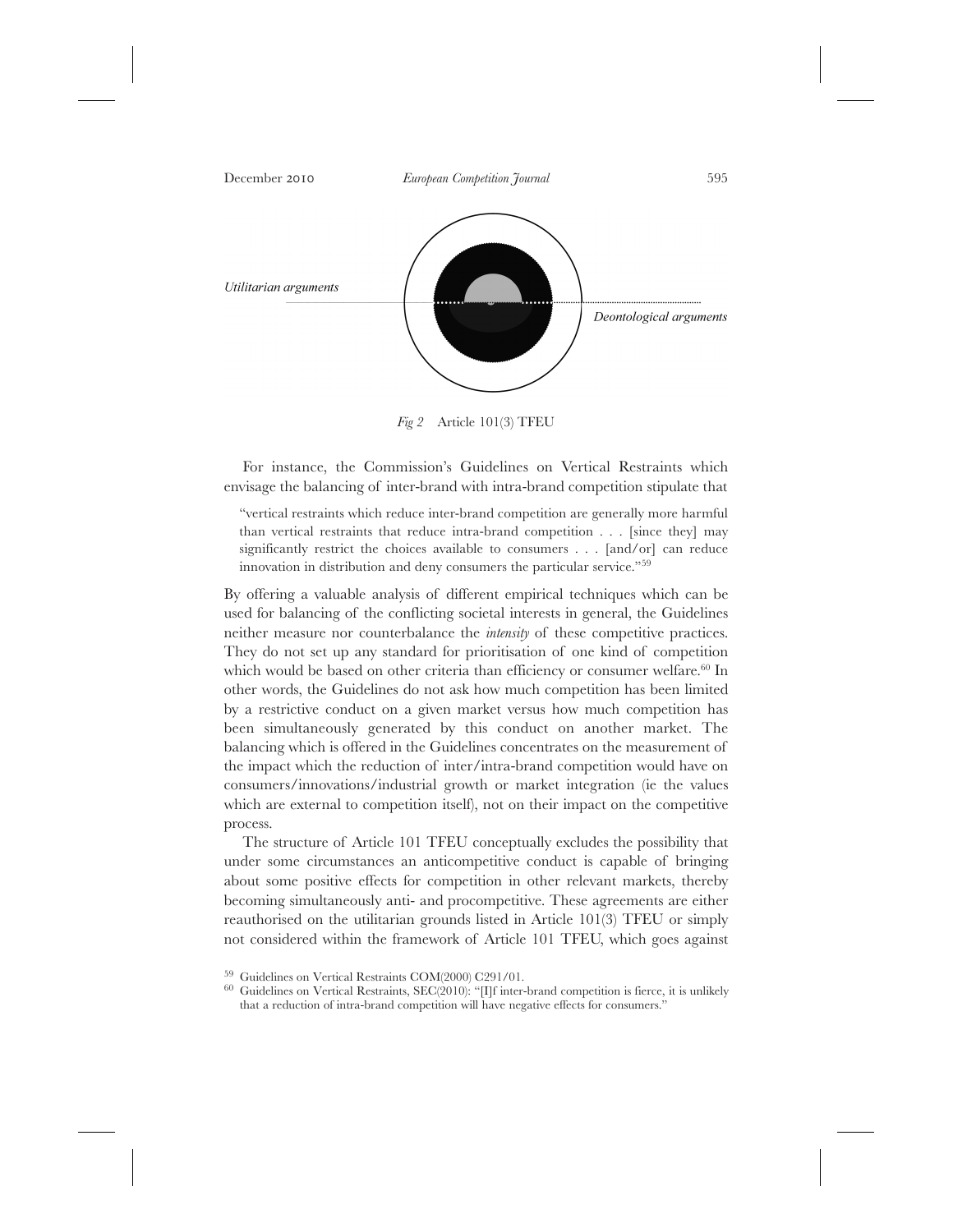Utilitarian arguments

Deontological arguments

*Fig 2* Article 101(3) TFEU

For instance, the Commission's Guidelines on Vertical Restraints which envisage the balancing of inter-brand with intra-brand competition stipulate that

> "vertical restraints which reduce inter-brand competition are generally more harmful than vertical restraints that reduce intra-brand competition . . . [since they] may significantly restrict the choices available to consumers . . . [and/or] can reduce innovation in distribution and deny consumers the particular service."[59]

By offering a valuable analysis of different empirical techniques which can be used for balancing of the conflicting societal interests in general, the Guidelines neither measure nor counterbalance the *intensity* of these competitive practices. They do not set up any standard for prioritisation of one kind of competition which would be based on other criteria than efficiency or consumer welfare.[60] In other words, the Guidelines do not ask how much competition has been limited by a restrictive conduct on a given market versus how much competition has been simultaneously generated by this conduct on another market. The balancing which is offered in the Guidelines concentrates on the measurement of the impact which the reduction of inter/intra-brand competition would have on consumers/innovations/industrial growth or market integration (ie the values which are external to competition itself), not on their impact on the competitive process.

The structure of Article 101 TFEU conceptually excludes the possibility that under some circumstances an anticompetitive conduct is capable of bringing about some positive effects for competition in other relevant markets, thereby becoming simultaneously anti- and procompetitive. These agreements are either reauthorised on the utilitarian grounds listed in Article 101(3) TFEU or simply not considered within the framework of Article 101 TFEU, which goes against

[59] Guidelines on Vertical Restraints COM(2000) C291/01.

[60] Guidelines on Vertical Restraints, SEC(2010): "[I]f inter-brand competition is fierce, it is unlikely that a reduction of intra-brand competition will have negative effects for consumers."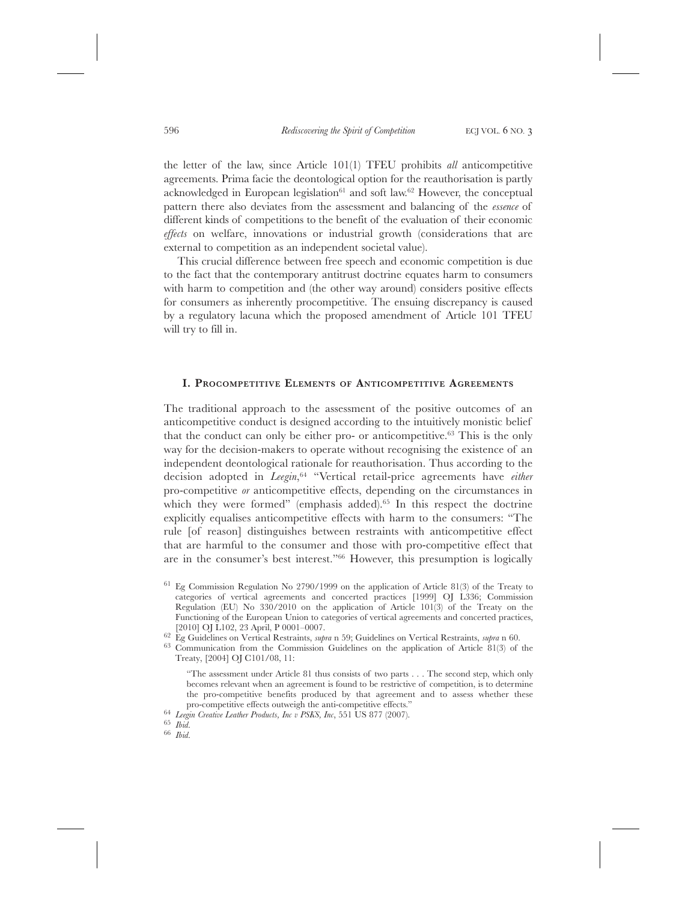the letter of the law, since Article 101(1) TFEU prohibits *all* anticompetitive agreements. Prima facie the deontological option for the reauthorisation is partly acknowledged in European legislation[61] and soft law.[62] However, the conceptual pattern there also deviates from the assessment and balancing of the *essence* of different kinds of competitions to the benefit of the evaluation of their economic *effects* on welfare, innovations or industrial growth (considerations that are external to competition as an independent societal value).

This crucial difference between free speech and economic competition is due to the fact that the contemporary antitrust doctrine equates harm to consumers with harm to competition and (the other way around) considers positive effects for consumers as inherently procompetitive. The ensuing discrepancy is caused by a regulatory lacuna which the proposed amendment of Article 101 TFEU will try to fill in.

## I. Procompetitive Elements of Anticompetitive Agreements

The traditional approach to the assessment of the positive outcomes of an anticompetitive conduct is designed according to the intuitively monistic belief that the conduct can only be either pro- or anticompetitive.[63] This is the only way for the decision-makers to operate without recognising the existence of an independent deontological rationale for reauthorisation. Thus according to the decision adopted in *Leegin*,[64] "Vertical retail-price agreements have *either* pro-competitive *or* anticompetitive effects, depending on the circumstances in which they were formed" (emphasis added).[65] In this respect the doctrine explicitly equalises anticompetitive effects with harm to the consumers: "The rule [of reason] distinguishes between restraints with anticompetitive effect that are harmful to the consumer and those with pro-competitive effect that are in the consumer's best interest."[66] However, this presumption is logically

---

[61] Eg Commission Regulation No 2790/1999 on the application of Article 81(3) of the Treaty to categories of vertical agreements and concerted practices [1999] OJ L336; Commission Regulation (EU) No 330/2010 on the application of Article 101(3) of the Treaty on the Functioning of the European Union to categories of vertical agreements and concerted practices, [2010] OJ L102, 23 April, P 0001–0007.

[62] Eg Guidelines on Vertical Restraints, *supra* n 59; Guidelines on Vertical Restraints, *supra* n 60.

[63] Communication from the Commission Guidelines on the application of Article 81(3) of the Treaty, [2004] OJ C101/08, 11:

> "The assessment under Article 81 thus consists of two parts . . . The second step, which only becomes relevant when an agreement is found to be restrictive of competition, is to determine the pro-competitive benefits produced by that agreement and to assess whether these pro-competitive effects outweigh the anti-competitive effects."

[64] *Leegin Creative Leather Products, Inc v PSKS, Inc*, 551 US 877 (2007).

[65] *Ibid*.

[66] *Ibid*.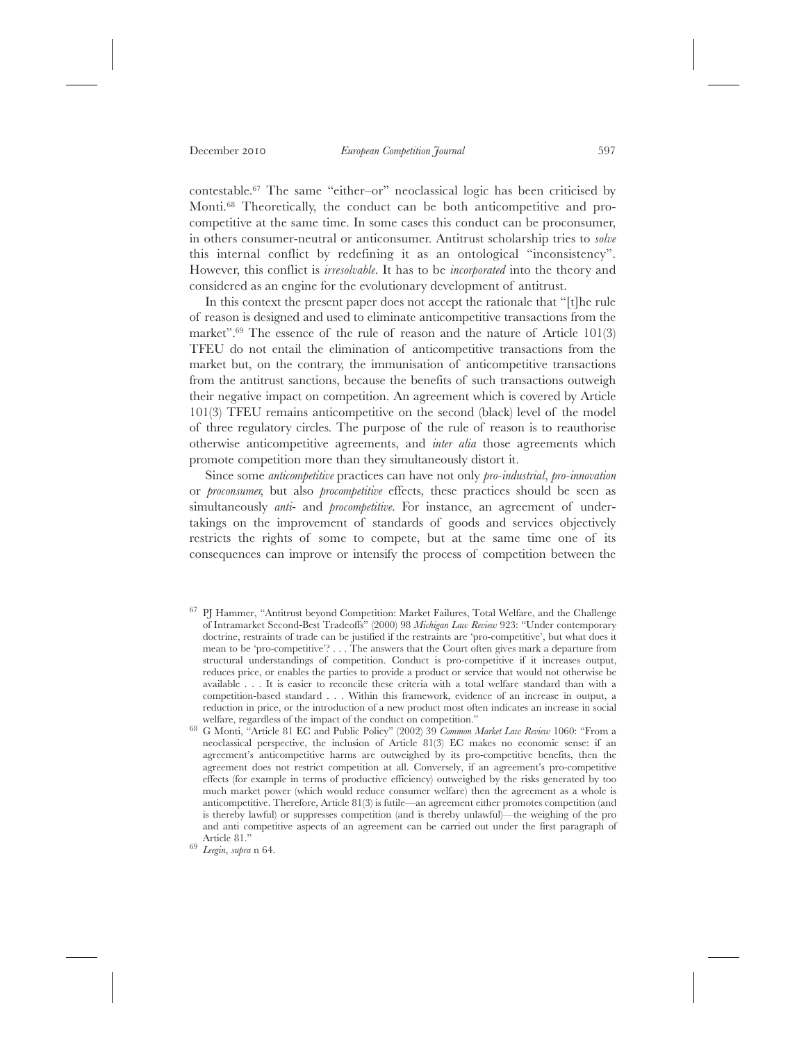contestable.[67] The same "either–or" neoclassical logic has been criticised by Monti.[68] Theoretically, the conduct can be both anticompetitive and procompetitive at the same time. In some cases this conduct can be proconsumer, in others consumer-neutral or anticonsumer. Antitrust scholarship tries to *solve* this internal conflict by redefining it as an ontological "inconsistency". However, this conflict is *irresolvable*. It has to be *incorporated* into the theory and considered as an engine for the evolutionary development of antitrust.

In this context the present paper does not accept the rationale that "[t]he rule of reason is designed and used to eliminate anticompetitive transactions from the market".[69] The essence of the rule of reason and the nature of Article 101(3) TFEU do not entail the elimination of anticompetitive transactions from the market but, on the contrary, the immunisation of anticompetitive transactions from the antitrust sanctions, because the benefits of such transactions outweigh their negative impact on competition. An agreement which is covered by Article 101(3) TFEU remains anticompetitive on the second (black) level of the model of three regulatory circles. The purpose of the rule of reason is to reauthorise otherwise anticompetitive agreements, and *inter alia* those agreements which promote competition more than they simultaneously distort it.

Since some *anticompetitive* practices can have not only *pro-industrial*, *pro-innovation* or *proconsumer,* but also *procompetitive* effects, these practices should be seen as simultaneously *anti-* and *procompetitive*. For instance, an agreement of undertakings on the improvement of standards of goods and services objectively restricts the rights of some to compete, but at the same time one of its consequences can improve or intensify the process of competition between the

---

[67] PJ Hammer, "Antitrust beyond Competition: Market Failures, Total Welfare, and the Challenge of Intramarket Second-Best Tradeoffs" (2000) 98 *Michigan Law Review* 923: "Under contemporary doctrine, restraints of trade can be justified if the restraints are 'pro-competitive', but what does it mean to be 'pro-competitive'? . . . The answers that the Court often gives mark a departure from structural understandings of competition. Conduct is pro-competitive if it increases output, reduces price, or enables the parties to provide a product or service that would not otherwise be available . . . It is easier to reconcile these criteria with a total welfare standard than with a competition-based standard . . . Within this framework, evidence of an increase in output, a reduction in price, or the introduction of a new product most often indicates an increase in social welfare, regardless of the impact of the conduct on competition."

[68] G Monti, "Article 81 EC and Public Policy" (2002) 39 *Common Market Law Review* 1060: "From a neoclassical perspective, the inclusion of Article 81(3) EC makes no economic sense: if an agreement's anticompetitive harms are outweighed by its pro-competitive benefits, then the agreement does not restrict competition at all. Conversely, if an agreement's pro-competitive effects (for example in terms of productive efficiency) outweighed by the risks generated by too much market power (which would reduce consumer welfare) then the agreement as a whole is anticompetitive. Therefore, Article 81(3) is futile—an agreement either promotes competition (and is thereby lawful) or suppresses competition (and is thereby unlawful)—the weighing of the pro and anti competitive aspects of an agreement can be carried out under the first paragraph of Article 81."

[69] *Leegin*, *supra* n 64.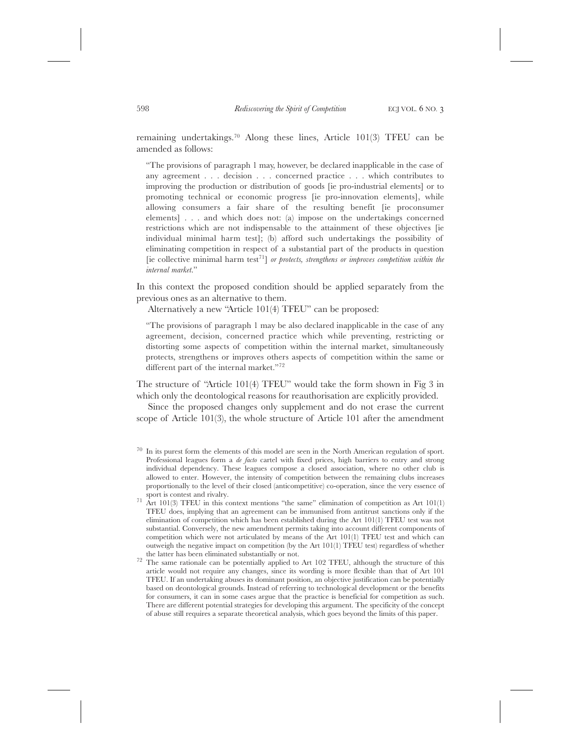remaining undertakings.[70] Along these lines, Article 101(3) TFEU can be amended as follows:

> "The provisions of paragraph 1 may, however, be declared inapplicable in the case of any agreement . . . decision . . . concerned practice . . . which contributes to improving the production or distribution of goods [ie pro-industrial elements] or to promoting technical or economic progress [ie pro-innovation elements], while allowing consumers a fair share of the resulting benefit [ie proconsumer elements] . . . and which does not: (a) impose on the undertakings concerned restrictions which are not indispensable to the attainment of these objectives [ie individual minimal harm test]; (b) afford such undertakings the possibility of eliminating competition in respect of a substantial part of the products in question [ie collective minimal harm test[71]] *or protects, strengthens or improves competition within the internal market*."

In this context the proposed condition should be applied separately from the previous ones as an alternative to them.

Alternatively a new "Article 101(4) TFEU" can be proposed:

> "The provisions of paragraph 1 may be also declared inapplicable in the case of any agreement, decision, concerned practice which while preventing, restricting or distorting some aspects of competition within the internal market, simultaneously protects, strengthens or improves others aspects of competition within the same or different part of the internal market."[72]

The structure of "Article 101(4) TFEU" would take the form shown in Fig 3 in which only the deontological reasons for reauthorisation are explicitly provided.

Since the proposed changes only supplement and do not erase the current scope of Article 101(3), the whole structure of Article 101 after the amendment

---

[70] In its purest form the elements of this model are seen in the North American regulation of sport. Professional leagues form a *de facto* cartel with fixed prices, high barriers to entry and strong individual dependency. These leagues compose a closed association, where no other club is allowed to enter. However, the intensity of competition between the remaining clubs increases proportionally to the level of their closed (anticompetitive) co-operation, since the very essence of sport is contest and rivalry.

[71] Art 101(3) TFEU in this context mentions "the same" elimination of competition as Art 101(1) TFEU does, implying that an agreement can be immunised from antitrust sanctions only if the elimination of competition which has been established during the Art 101(1) TFEU test was not substantial. Conversely, the new amendment permits taking into account different components of competition which were not articulated by means of the Art 101(1) TFEU test and which can outweigh the negative impact on competition (by the Art 101(1) TFEU test) regardless of whether the latter has been eliminated substantially or not.

[72] The same rationale can be potentially applied to Art 102 TFEU, although the structure of this article would not require any changes, since its wording is more flexible than that of Art 101 TFEU. If an undertaking abuses its dominant position, an objective justification can be potentially based on deontological grounds. Instead of referring to technological development or the benefits for consumers, it can in some cases argue that the practice is beneficial for competition as such. There are different potential strategies for developing this argument. The specificity of the concept of abuse still requires a separate theoretical analysis, which goes beyond the limits of this paper.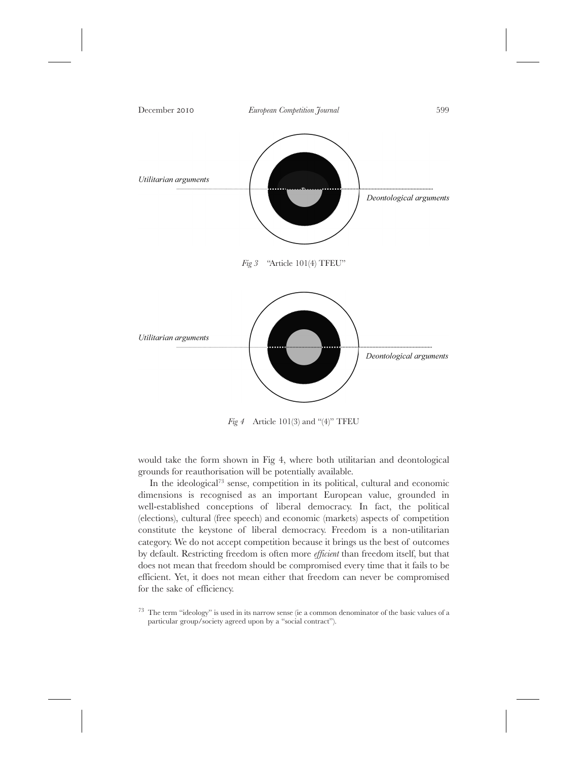Utilitarian arguments

Deontological arguments

*Fig 3* "Article 101(4) TFEU"

Utilitarian arguments

Deontological arguments

*Fig 4* Article 101(3) and "(4)" TFEU

would take the form shown in Fig 4, where both utilitarian and deontological grounds for reauthorisation will be potentially available.

In the ideological[73] sense, competition in its political, cultural and economic dimensions is recognised as an important European value, grounded in well-established conceptions of liberal democracy. In fact, the political (elections), cultural (free speech) and economic (markets) aspects of competition constitute the keystone of liberal democracy. Freedom is a non-utilitarian category. We do not accept competition because it brings us the best of outcomes by default. Restricting freedom is often more *efficient* than freedom itself, but that does not mean that freedom should be compromised every time that it fails to be efficient. Yet, it does not mean either that freedom can never be compromised for the sake of efficiency.

[73] The term "ideology" is used in its narrow sense (ie a common denominator of the basic values of a particular group/society agreed upon by a "social contract").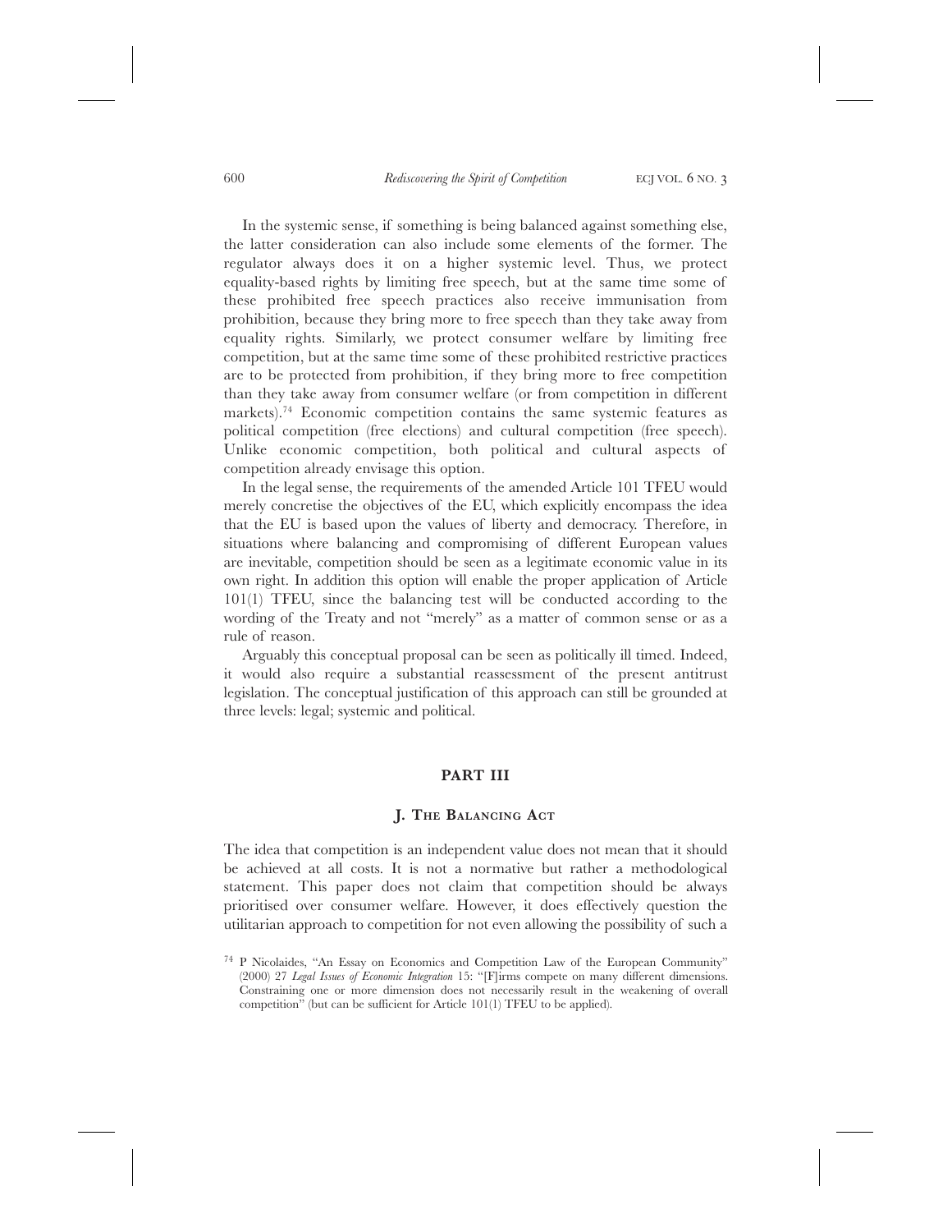In the systemic sense, if something is being balanced against something else, the latter consideration can also include some elements of the former. The regulator always does it on a higher systemic level. Thus, we protect equality-based rights by limiting free speech, but at the same time some of these prohibited free speech practices also receive immunisation from prohibition, because they bring more to free speech than they take away from equality rights. Similarly, we protect consumer welfare by limiting free competition, but at the same time some of these prohibited restrictive practices are to be protected from prohibition, if they bring more to free competition than they take away from consumer welfare (or from competition in different markets).[74] Economic competition contains the same systemic features as political competition (free elections) and cultural competition (free speech). Unlike economic competition, both political and cultural aspects of competition already envisage this option.

In the legal sense, the requirements of the amended Article 101 TFEU would merely concretise the objectives of the EU, which explicitly encompass the idea that the EU is based upon the values of liberty and democracy. Therefore, in situations where balancing and compromising of different European values are inevitable, competition should be seen as a legitimate economic value in its own right. In addition this option will enable the proper application of Article 101(1) TFEU, since the balancing test will be conducted according to the wording of the Treaty and not "merely" as a matter of common sense or as a rule of reason.

Arguably this conceptual proposal can be seen as politically ill timed. Indeed, it would also require a substantial reassessment of the present antitrust legislation. The conceptual justification of this approach can still be grounded at three levels: legal; systemic and political.

## PART III

### J. The Balancing Act

The idea that competition is an independent value does not mean that it should be achieved at all costs. It is not a normative but rather a methodological statement. This paper does not claim that competition should be always prioritised over consumer welfare. However, it does effectively question the utilitarian approach to competition for not even allowing the possibility of such a

[74] P Nicolaides, "An Essay on Economics and Competition Law of the European Community" (2000) 27 *Legal Issues of Economic Integration* 15: "[F]irms compete on many different dimensions. Constraining one or more dimension does not necessarily result in the weakening of overall competition" (but can be sufficient for Article 101(1) TFEU to be applied).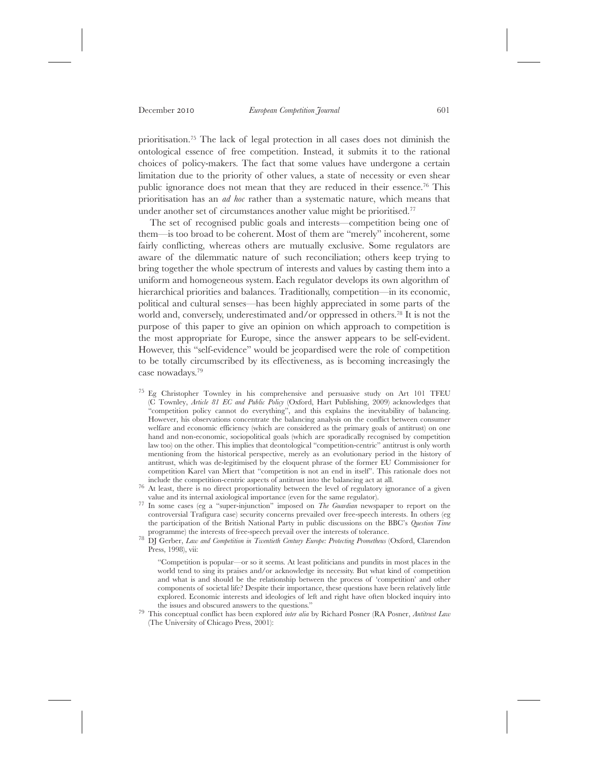prioritisation.[75] The lack of legal protection in all cases does not diminish the ontological essence of free competition. Instead, it submits it to the rational choices of policy-makers. The fact that some values have undergone a certain limitation due to the priority of other values, a state of necessity or even shear public ignorance does not mean that they are reduced in their essence.[76] This prioritisation has an *ad hoc* rather than a systematic nature, which means that under another set of circumstances another value might be prioritised.[77]

The set of recognised public goals and interests—competition being one of them—is too broad to be coherent. Most of them are "merely" incoherent, some fairly conflicting, whereas others are mutually exclusive. Some regulators are aware of the dilemmatic nature of such reconciliation; others keep trying to bring together the whole spectrum of interests and values by casting them into a uniform and homogeneous system. Each regulator develops its own algorithm of hierarchical priorities and balances. Traditionally, competition—in its economic, political and cultural senses—has been highly appreciated in some parts of the world and, conversely, underestimated and/or oppressed in others.[78] It is not the purpose of this paper to give an opinion on which approach to competition is the most appropriate for Europe, since the answer appears to be self-evident. However, this "self-evidence" would be jeopardised were the role of competition to be totally circumscribed by its effectiveness, as is becoming increasingly the case nowadays.[79]

---

[75] Eg Christopher Townley in his comprehensive and persuasive study on Art 101 TFEU (C Townley, *Article 81 EC and Public Policy* (Oxford, Hart Publishing, 2009) acknowledges that "competition policy cannot do everything", and this explains the inevitability of balancing. However, his observations concentrate the balancing analysis on the conflict between consumer welfare and economic efficiency (which are considered as the primary goals of antitrust) on one hand and non-economic, sociopolitical goals (which are sporadically recognised by competition law too) on the other. This implies that deontological "competition-centric" antitrust is only worth mentioning from the historical perspective, merely as an evolutionary period in the history of antitrust, which was de-legitimised by the eloquent phrase of the former EU Commissioner for competition Karel van Miert that "competition is not an end in itself". This rationale does not include the competition-centric aspects of antitrust into the balancing act at all.

[76] At least, there is no direct proportionality between the level of regulatory ignorance of a given value and its internal axiological importance (even for the same regulator).

[77] In some cases (eg a "super-injunction" imposed on *The Guardian* newspaper to report on the controversial Trafigura case) security concerns prevailed over free-speech interests. In others (eg the participation of the British National Party in public discussions on the BBC's *Question Time* programme) the interests of free-speech prevail over the interests of tolerance.

[78] DJ Gerber, *Law and Competition in Twentieth Century Europe: Protecting Prometheus* (Oxford, Clarendon Press, 1998), vii:

> "Competition is popular—or so it seems. At least politicians and pundits in most places in the world tend to sing its praises and/or acknowledge its necessity. But what kind of competition and what is and should be the relationship between the process of 'competition' and other components of societal life? Despite their importance, these questions have been relatively little explored. Economic interests and ideologies of left and right have often blocked inquiry into the issues and obscured answers to the questions."

[79] This conceptual conflict has been explored *inter alia* by Richard Posner (RA Posner, *Antitrust Law* (The University of Chicago Press, 2001):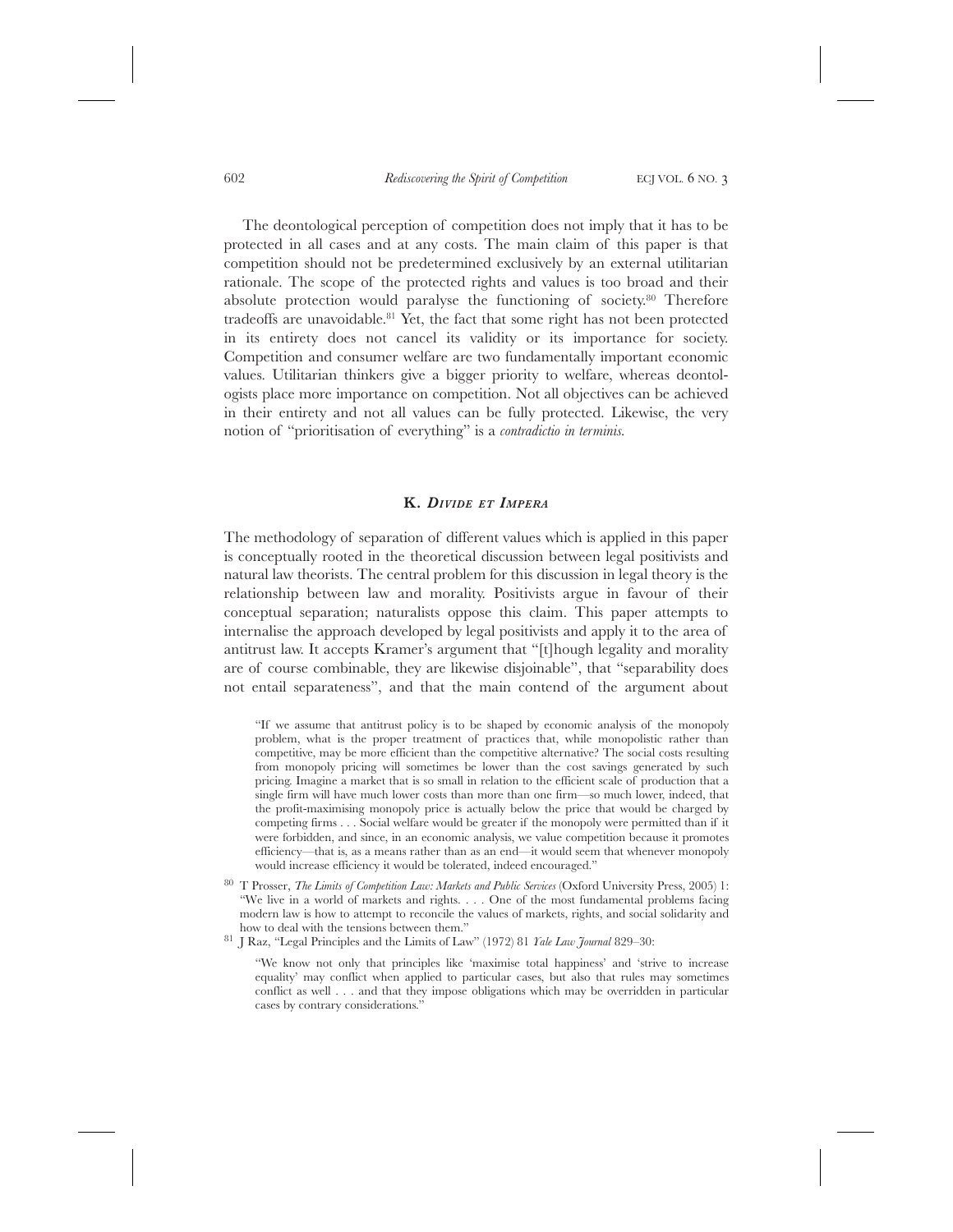The deontological perception of competition does not imply that it has to be protected in all cases and at any costs. The main claim of this paper is that competition should not be predetermined exclusively by an external utilitarian rationale. The scope of the protected rights and values is too broad and their absolute protection would paralyse the functioning of society.[80] Therefore tradeoffs are unavoidable.[81] Yet, the fact that some right has not been protected in its entirety does not cancel its validity or its importance for society. Competition and consumer welfare are two fundamentally important economic values. Utilitarian thinkers give a bigger priority to welfare, whereas deontologists place more importance on competition. Not all objectives can be achieved in their entirety and not all values can be fully protected. Likewise, the very notion of "prioritisation of everything" is a *contradictio in terminis*.

## K. *Divide et Impera*

The methodology of separation of different values which is applied in this paper is conceptually rooted in the theoretical discussion between legal positivists and natural law theorists. The central problem for this discussion in legal theory is the relationship between law and morality. Positivists argue in favour of their conceptual separation; naturalists oppose this claim. This paper attempts to internalise the approach developed by legal positivists and apply it to the area of antitrust law. It accepts Kramer's argument that "[t]hough legality and morality are of course combinable, they are likewise disjoinable", that "separability does not entail separateness", and that the main contend of the argument about

> "If we assume that antitrust policy is to be shaped by economic analysis of the monopoly problem, what is the proper treatment of practices that, while monopolistic rather than competitive, may be more efficient than the competitive alternative? The social costs resulting from monopoly pricing will sometimes be lower than the cost savings generated by such pricing. Imagine a market that is so small in relation to the efficient scale of production that a single firm will have much lower costs than more than one firm—so much lower, indeed, that the profit-maximising monopoly price is actually below the price that would be charged by competing firms . . . Social welfare would be greater if the monopoly were permitted than if it were forbidden, and since, in an economic analysis, we value competition because it promotes efficiency—that is, as a means rather than as an end—it would seem that whenever monopoly would increase efficiency it would be tolerated, indeed encouraged."

[80] T Prosser, *The Limits of Competition Law: Markets and Public Services* (Oxford University Press, 2005) 1: "We live in a world of markets and rights. . . . One of the most fundamental problems facing modern law is how to attempt to reconcile the values of markets, rights, and social solidarity and how to deal with the tensions between them."

[81] J Raz, "Legal Principles and the Limits of Law" (1972) 81 *Yale Law Journal* 829–30:

> "We know not only that principles like 'maximise total happiness' and 'strive to increase equality' may conflict when applied to particular cases, but also that rules may sometimes conflict as well . . . and that they impose obligations which may be overridden in particular cases by contrary considerations."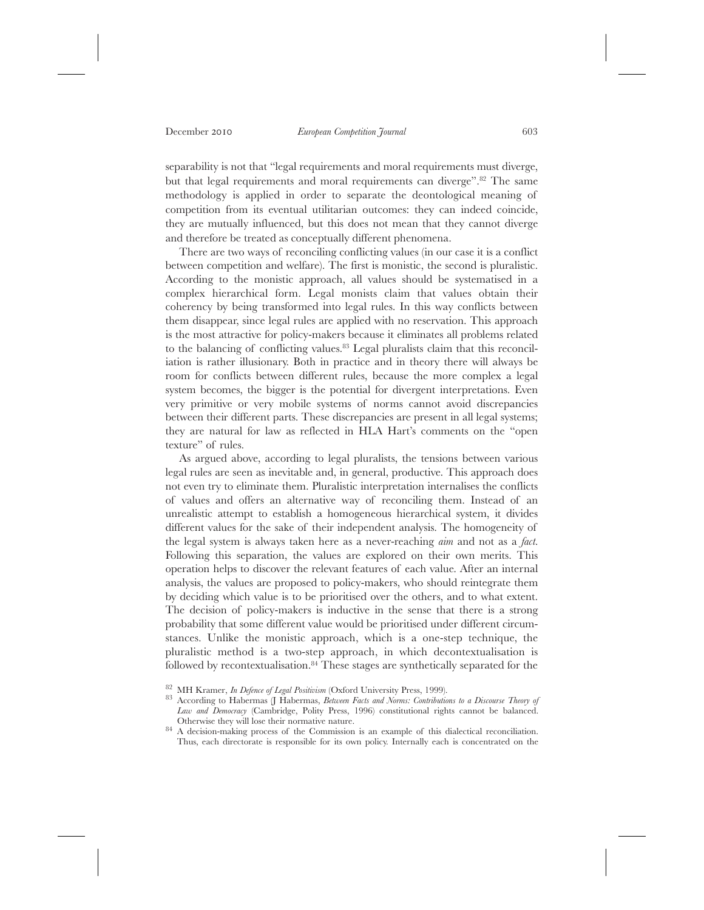separability is not that "legal requirements and moral requirements must diverge, but that legal requirements and moral requirements can diverge".[82] The same methodology is applied in order to separate the deontological meaning of competition from its eventual utilitarian outcomes: they can indeed coincide, they are mutually influenced, but this does not mean that they cannot diverge and therefore be treated as conceptually different phenomena.

There are two ways of reconciling conflicting values (in our case it is a conflict between competition and welfare). The first is monistic, the second is pluralistic. According to the monistic approach, all values should be systematised in a complex hierarchical form. Legal monists claim that values obtain their coherency by being transformed into legal rules. In this way conflicts between them disappear, since legal rules are applied with no reservation. This approach is the most attractive for policy-makers because it eliminates all problems related to the balancing of conflicting values.[83] Legal pluralists claim that this reconciliation is rather illusionary. Both in practice and in theory there will always be room for conflicts between different rules, because the more complex a legal system becomes, the bigger is the potential for divergent interpretations. Even very primitive or very mobile systems of norms cannot avoid discrepancies between their different parts. These discrepancies are present in all legal systems; they are natural for law as reflected in HLA Hart's comments on the "open texture" of rules.

As argued above, according to legal pluralists, the tensions between various legal rules are seen as inevitable and, in general, productive. This approach does not even try to eliminate them. Pluralistic interpretation internalises the conflicts of values and offers an alternative way of reconciling them. Instead of an unrealistic attempt to establish a homogeneous hierarchical system, it divides different values for the sake of their independent analysis. The homogeneity of the legal system is always taken here as a never-reaching *aim* and not as a *fact*. Following this separation, the values are explored on their own merits. This operation helps to discover the relevant features of each value. After an internal analysis, the values are proposed to policy-makers, who should reintegrate them by deciding which value is to be prioritised over the others, and to what extent. The decision of policy-makers is inductive in the sense that there is a strong probability that some different value would be prioritised under different circumstances. Unlike the monistic approach, which is a one-step technique, the pluralistic method is a two-step approach, in which decontextualisation is followed by recontextualisation.[84] These stages are synthetically separated for the

---

[82] MH Kramer, *In Defence of Legal Positivism* (Oxford University Press, 1999).

[83] According to Habermas (J Habermas, *Between Facts and Norms: Contributions to a Discourse Theory of Law and Democracy* (Cambridge, Polity Press, 1996) constitutional rights cannot be balanced. Otherwise they will lose their normative nature.

[84] A decision-making process of the Commission is an example of this dialectical reconciliation. Thus, each directorate is responsible for its own policy. Internally each is concentrated on the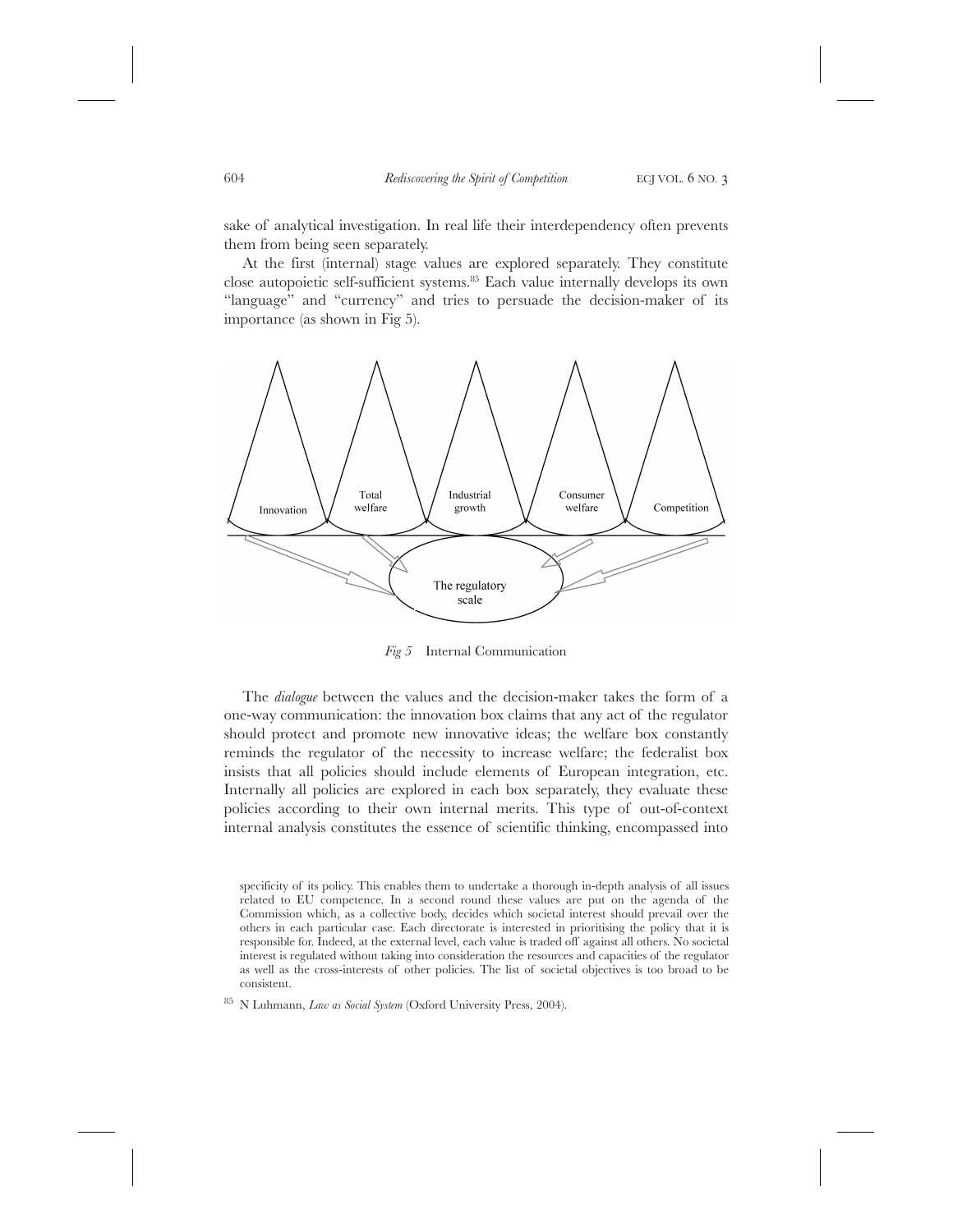sake of analytical investigation. In real life their interdependency often prevents them from being seen separately.

At the first (internal) stage values are explored separately. They constitute close autopoietic self-sufficient systems.[85] Each value internally develops its own "language" and "currency" and tries to persuade the decision-maker of its importance (as shown in Fig 5).

Innovation | Total welfare | Industrial growth | Consumer welfare | Competition

The regulatory scale

*Fig 5* Internal Communication

The *dialogue* between the values and the decision-maker takes the form of a one-way communication: the innovation box claims that any act of the regulator should protect and promote new innovative ideas; the welfare box constantly reminds the regulator of the necessity to increase welfare; the federalist box insists that all policies should include elements of European integration, etc. Internally all policies are explored in each box separately, they evaluate these policies according to their own internal merits. This type of out-of-context internal analysis constitutes the essence of scientific thinking, encompassed into

specificity of its policy. This enables them to undertake a thorough in-depth analysis of all issues related to EU competence. In a second round these values are put on the agenda of the Commission which, as a collective body, decides which societal interest should prevail over the others in each particular case. Each directorate is interested in prioritising the policy that it is responsible for. Indeed, at the external level, each value is traded off against all others. No societal interest is regulated without taking into consideration the resources and capacities of the regulator as well as the cross-interests of other policies. The list of societal objectives is too broad to be consistent.

[85] N Luhmann, *Law as Social System* (Oxford University Press, 2004).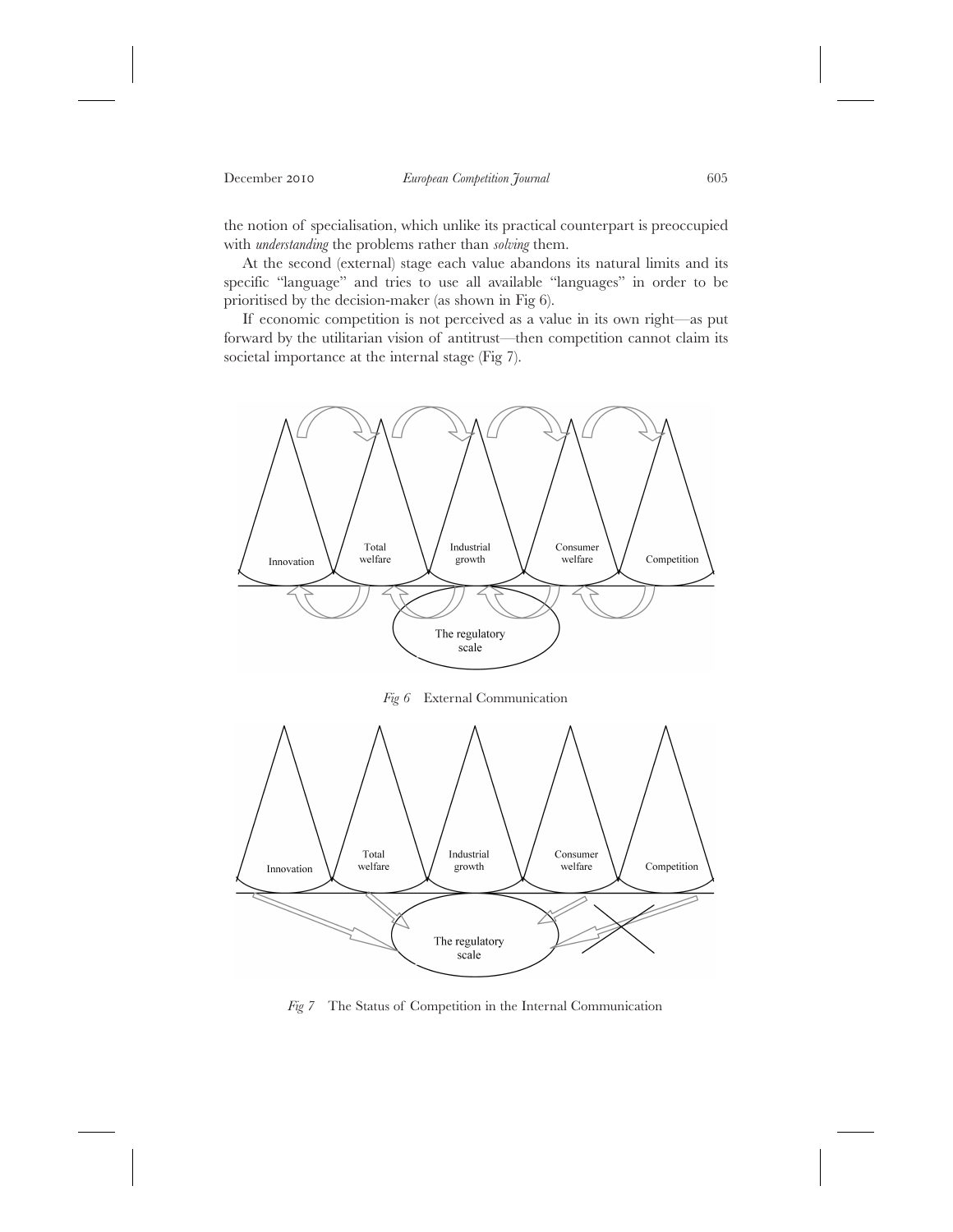the notion of specialisation, which unlike its practical counterpart is preoccupied with *understanding* the problems rather than *solving* them.

At the second (external) stage each value abandons its natural limits and its specific "language" and tries to use all available "languages" in order to be prioritised by the decision-maker (as shown in Fig 6).

If economic competition is not perceived as a value in its own right—as put forward by the utilitarian vision of antitrust—then competition cannot claim its societal importance at the internal stage (Fig 7).

Innovation | Total welfare | Industrial growth | Consumer welfare | Competition

The regulatory scale

*Fig 6* External Communication

Innovation | Total welfare | Industrial growth | Consumer welfare | Competition

The regulatory scale

*Fig 7* The Status of Competition in the Internal Communication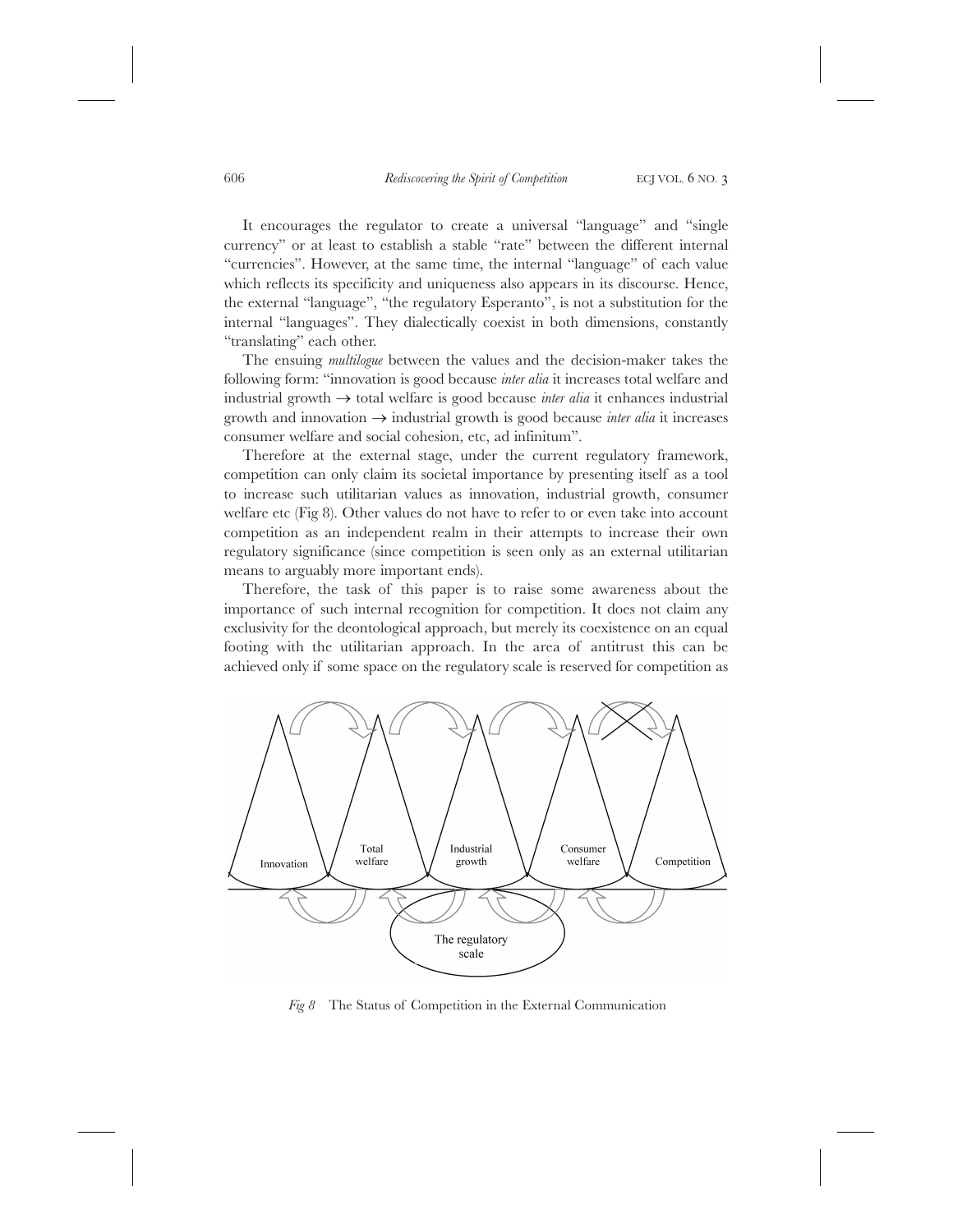It encourages the regulator to create a universal "language" and "single currency" or at least to establish a stable "rate" between the different internal "currencies". However, at the same time, the internal "language" of each value which reflects its specificity and uniqueness also appears in its discourse. Hence, the external "language", "the regulatory Esperanto", is not a substitution for the internal "languages". They dialectically coexist in both dimensions, constantly "translating" each other.

The ensuing *multilogue* between the values and the decision-maker takes the following form: "innovation is good because *inter alia* it increases total welfare and industrial growth → total welfare is good because *inter alia* it enhances industrial growth and innovation → industrial growth is good because *inter alia* it increases consumer welfare and social cohesion, etc, ad infinitum".

Therefore at the external stage, under the current regulatory framework, competition can only claim its societal importance by presenting itself as a tool to increase such utilitarian values as innovation, industrial growth, consumer welfare etc (Fig 8). Other values do not have to refer to or even take into account competition as an independent realm in their attempts to increase their own regulatory significance (since competition is seen only as an external utilitarian means to arguably more important ends).

Therefore, the task of this paper is to raise some awareness about the importance of such internal recognition for competition. It does not claim any exclusivity for the deontological approach, but merely its coexistence on an equal footing with the utilitarian approach. In the area of antitrust this can be achieved only if some space on the regulatory scale is reserved for competition as

*Fig 8* The Status of Competition in the External Communication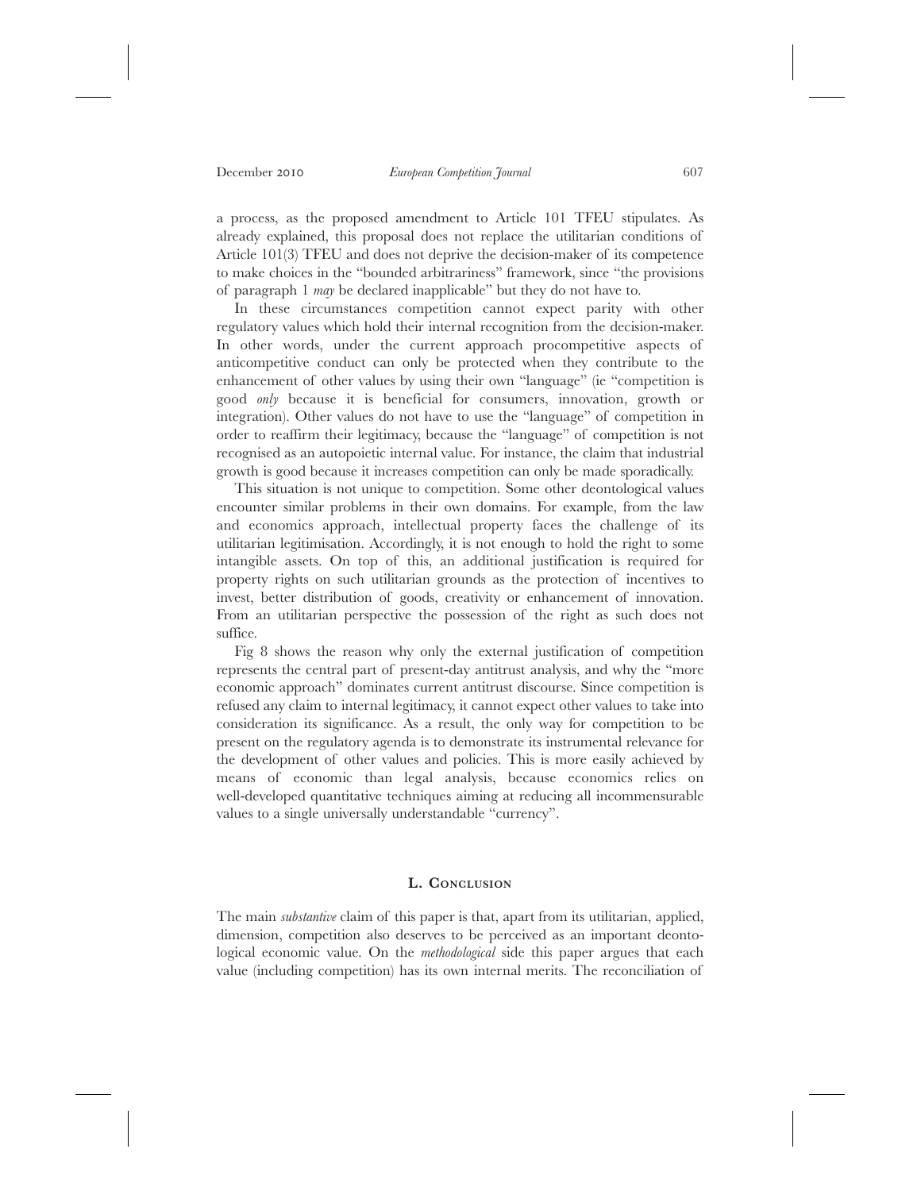a process, as the proposed amendment to Article 101 TFEU stipulates. As already explained, this proposal does not replace the utilitarian conditions of Article 101(3) TFEU and does not deprive the decision-maker of its competence to make choices in the "bounded arbitrariness" framework, since "the provisions of paragraph 1 *may* be declared inapplicable" but they do not have to.

In these circumstances competition cannot expect parity with other regulatory values which hold their internal recognition from the decision-maker. In other words, under the current approach procompetitive aspects of anticompetitive conduct can only be protected when they contribute to the enhancement of other values by using their own "language" (ie "competition is good *only* because it is beneficial for consumers, innovation, growth or integration). Other values do not have to use the "language" of competition in order to reaffirm their legitimacy, because the "language" of competition is not recognised as an autopoietic internal value. For instance, the claim that industrial growth is good because it increases competition can only be made sporadically.

This situation is not unique to competition. Some other deontological values encounter similar problems in their own domains. For example, from the law and economics approach, intellectual property faces the challenge of its utilitarian legitimisation. Accordingly, it is not enough to hold the right to some intangible assets. On top of this, an additional justification is required for property rights on such utilitarian grounds as the protection of incentives to invest, better distribution of goods, creativity or enhancement of innovation. From an utilitarian perspective the possession of the right as such does not suffice.

Fig 8 shows the reason why only the external justification of competition represents the central part of present-day antitrust analysis, and why the "more economic approach" dominates current antitrust discourse. Since competition is refused any claim to internal legitimacy, it cannot expect other values to take into consideration its significance. As a result, the only way for competition to be present on the regulatory agenda is to demonstrate its instrumental relevance for the development of other values and policies. This is more easily achieved by means of economic than legal analysis, because economics relies on well-developed quantitative techniques aiming at reducing all incommensurable values to a single universally understandable "currency".

## L. Conclusion

The main *substantive* claim of this paper is that, apart from its utilitarian, applied, dimension, competition also deserves to be perceived as an important deontological economic value. On the *methodological* side this paper argues that each value (including competition) has its own internal merits. The reconciliation of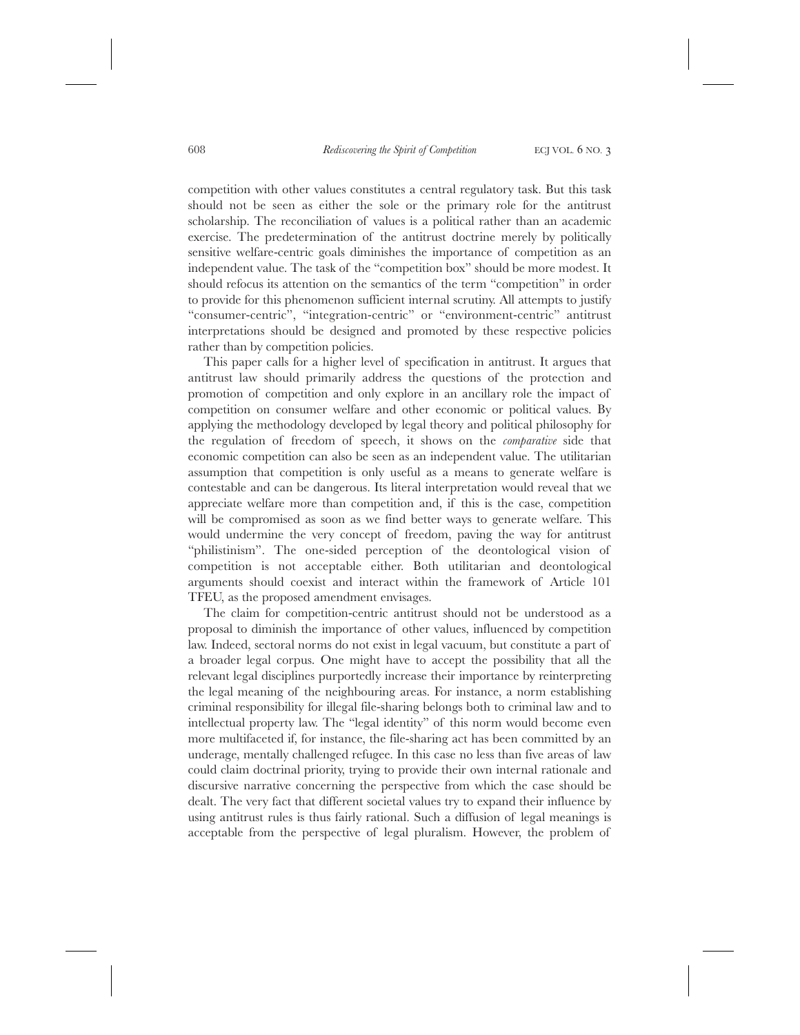competition with other values constitutes a central regulatory task. But this task should not be seen as either the sole or the primary role for the antitrust scholarship. The reconciliation of values is a political rather than an academic exercise. The predetermination of the antitrust doctrine merely by politically sensitive welfare-centric goals diminishes the importance of competition as an independent value. The task of the "competition box" should be more modest. It should refocus its attention on the semantics of the term "competition" in order to provide for this phenomenon sufficient internal scrutiny. All attempts to justify "consumer-centric", "integration-centric" or "environment-centric" antitrust interpretations should be designed and promoted by these respective policies rather than by competition policies.

This paper calls for a higher level of specification in antitrust. It argues that antitrust law should primarily address the questions of the protection and promotion of competition and only explore in an ancillary role the impact of competition on consumer welfare and other economic or political values. By applying the methodology developed by legal theory and political philosophy for the regulation of freedom of speech, it shows on the *comparative* side that economic competition can also be seen as an independent value. The utilitarian assumption that competition is only useful as a means to generate welfare is contestable and can be dangerous. Its literal interpretation would reveal that we appreciate welfare more than competition and, if this is the case, competition will be compromised as soon as we find better ways to generate welfare. This would undermine the very concept of freedom, paving the way for antitrust "philistinism". The one-sided perception of the deontological vision of competition is not acceptable either. Both utilitarian and deontological arguments should coexist and interact within the framework of Article 101 TFEU, as the proposed amendment envisages.

The claim for competition-centric antitrust should not be understood as a proposal to diminish the importance of other values, influenced by competition law. Indeed, sectoral norms do not exist in legal vacuum, but constitute a part of a broader legal corpus. One might have to accept the possibility that all the relevant legal disciplines purportedly increase their importance by reinterpreting the legal meaning of the neighbouring areas. For instance, a norm establishing criminal responsibility for illegal file-sharing belongs both to criminal law and to intellectual property law. The "legal identity" of this norm would become even more multifaceted if, for instance, the file-sharing act has been committed by an underage, mentally challenged refugee. In this case no less than five areas of law could claim doctrinal priority, trying to provide their own internal rationale and discursive narrative concerning the perspective from which the case should be dealt. The very fact that different societal values try to expand their influence by using antitrust rules is thus fairly rational. Such a diffusion of legal meanings is acceptable from the perspective of legal pluralism. However, the problem of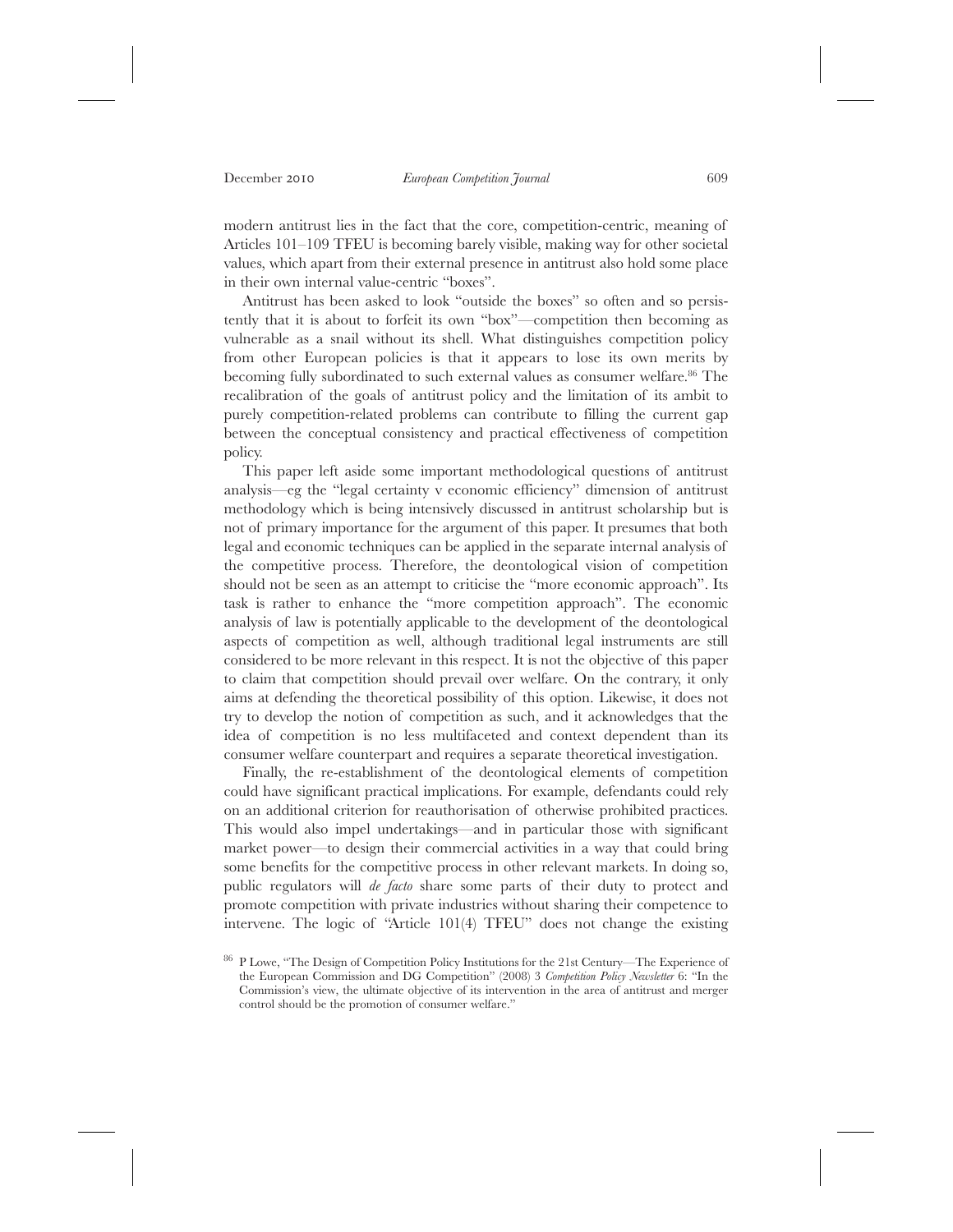modern antitrust lies in the fact that the core, competition-centric, meaning of Articles 101–109 TFEU is becoming barely visible, making way for other societal values, which apart from their external presence in antitrust also hold some place in their own internal value-centric "boxes".

Antitrust has been asked to look "outside the boxes" so often and so persistently that it is about to forfeit its own "box"—competition then becoming as vulnerable as a snail without its shell. What distinguishes competition policy from other European policies is that it appears to lose its own merits by becoming fully subordinated to such external values as consumer welfare.[86] The recalibration of the goals of antitrust policy and the limitation of its ambit to purely competition-related problems can contribute to filling the current gap between the conceptual consistency and practical effectiveness of competition policy.

This paper left aside some important methodological questions of antitrust analysis—eg the "legal certainty v economic efficiency" dimension of antitrust methodology which is being intensively discussed in antitrust scholarship but is not of primary importance for the argument of this paper. It presumes that both legal and economic techniques can be applied in the separate internal analysis of the competitive process. Therefore, the deontological vision of competition should not be seen as an attempt to criticise the "more economic approach". Its task is rather to enhance the "more competition approach". The economic analysis of law is potentially applicable to the development of the deontological aspects of competition as well, although traditional legal instruments are still considered to be more relevant in this respect. It is not the objective of this paper to claim that competition should prevail over welfare. On the contrary, it only aims at defending the theoretical possibility of this option. Likewise, it does not try to develop the notion of competition as such, and it acknowledges that the idea of competition is no less multifaceted and context dependent than its consumer welfare counterpart and requires a separate theoretical investigation.

Finally, the re-establishment of the deontological elements of competition could have significant practical implications. For example, defendants could rely on an additional criterion for reauthorisation of otherwise prohibited practices. This would also impel undertakings—and in particular those with significant market power—to design their commercial activities in a way that could bring some benefits for the competitive process in other relevant markets. In doing so, public regulators will *de facto* share some parts of their duty to protect and promote competition with private industries without sharing their competence to intervene. The logic of "Article 101(4) TFEU" does not change the existing

[86] P Lowe, "The Design of Competition Policy Institutions for the 21st Century—The Experience of the European Commission and DG Competition" (2008) 3 *Competition Policy Newsletter* 6: "In the Commission's view, the ultimate objective of its intervention in the area of antitrust and merger control should be the promotion of consumer welfare."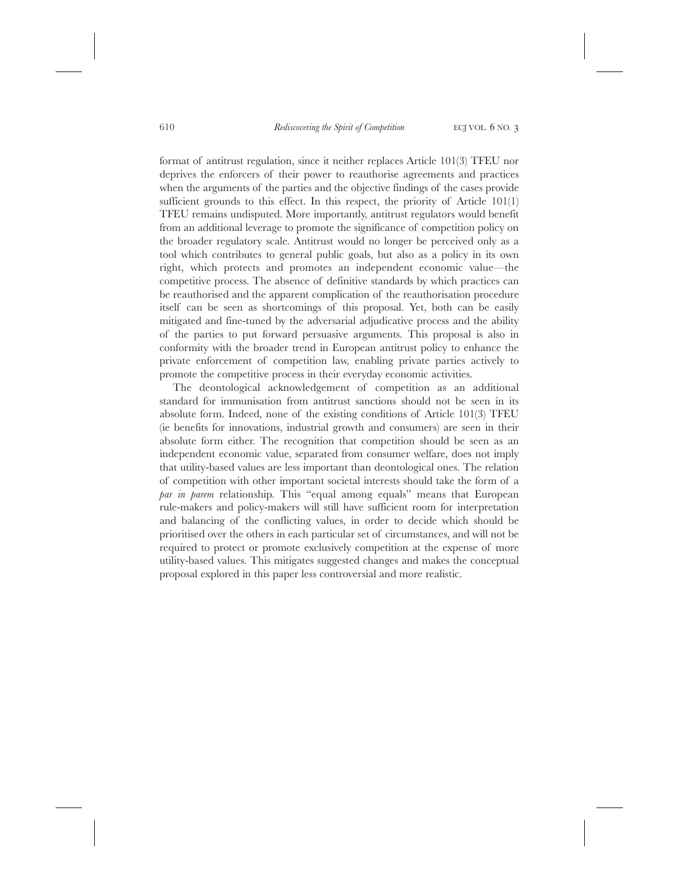format of antitrust regulation, since it neither replaces Article 101(3) TFEU nor deprives the enforcers of their power to reauthorise agreements and practices when the arguments of the parties and the objective findings of the cases provide sufficient grounds to this effect. In this respect, the priority of Article 101(1) TFEU remains undisputed. More importantly, antitrust regulators would benefit from an additional leverage to promote the significance of competition policy on the broader regulatory scale. Antitrust would no longer be perceived only as a tool which contributes to general public goals, but also as a policy in its own right, which protects and promotes an independent economic value—the competitive process. The absence of definitive standards by which practices can be reauthorised and the apparent complication of the reauthorisation procedure itself can be seen as shortcomings of this proposal. Yet, both can be easily mitigated and fine-tuned by the adversarial adjudicative process and the ability of the parties to put forward persuasive arguments. This proposal is also in conformity with the broader trend in European antitrust policy to enhance the private enforcement of competition law, enabling private parties actively to promote the competitive process in their everyday economic activities.

The deontological acknowledgement of competition as an additional standard for immunisation from antitrust sanctions should not be seen in its absolute form. Indeed, none of the existing conditions of Article 101(3) TFEU (ie benefits for innovations, industrial growth and consumers) are seen in their absolute form either. The recognition that competition should be seen as an independent economic value, separated from consumer welfare, does not imply that utility-based values are less important than deontological ones. The relation of competition with other important societal interests should take the form of a *par in parem* relationship. This "equal among equals" means that European rule-makers and policy-makers will still have sufficient room for interpretation and balancing of the conflicting values, in order to decide which should be prioritised over the others in each particular set of circumstances, and will not be required to protect or promote exclusively competition at the expense of more utility-based values. This mitigates suggested changes and makes the conceptual proposal explored in this paper less controversial and more realistic.